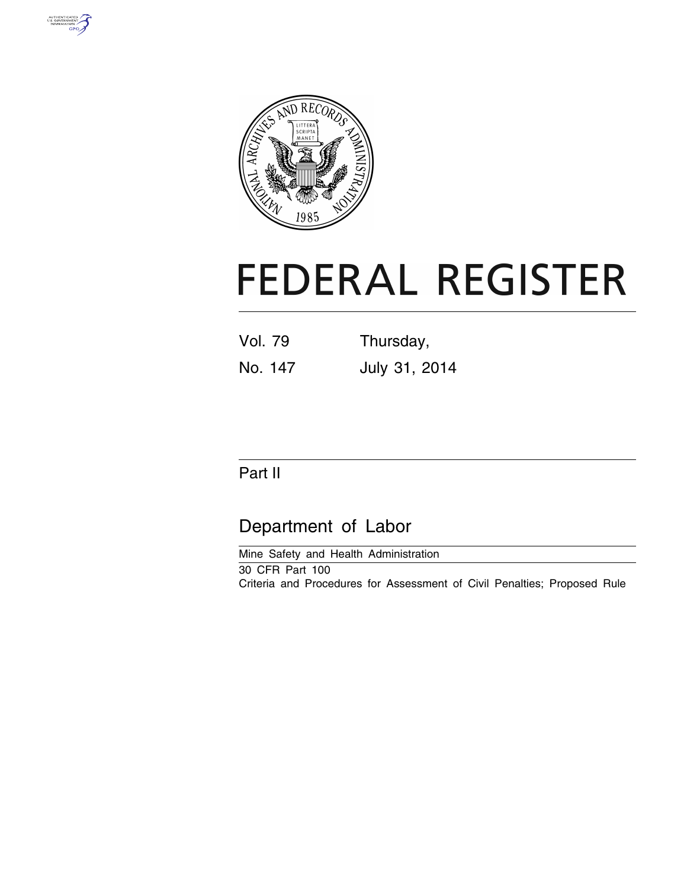# FEDERAL REGISTER

| Vol. 79 | Thursday, |
|---|---|
| No. 147 | July 31, 2014 |

## Part II

## Department of Labor

Mine Safety and Health Administration

30 CFR Part 100

Criteria and Procedures for Assessment of Civil Penalties; Proposed Rule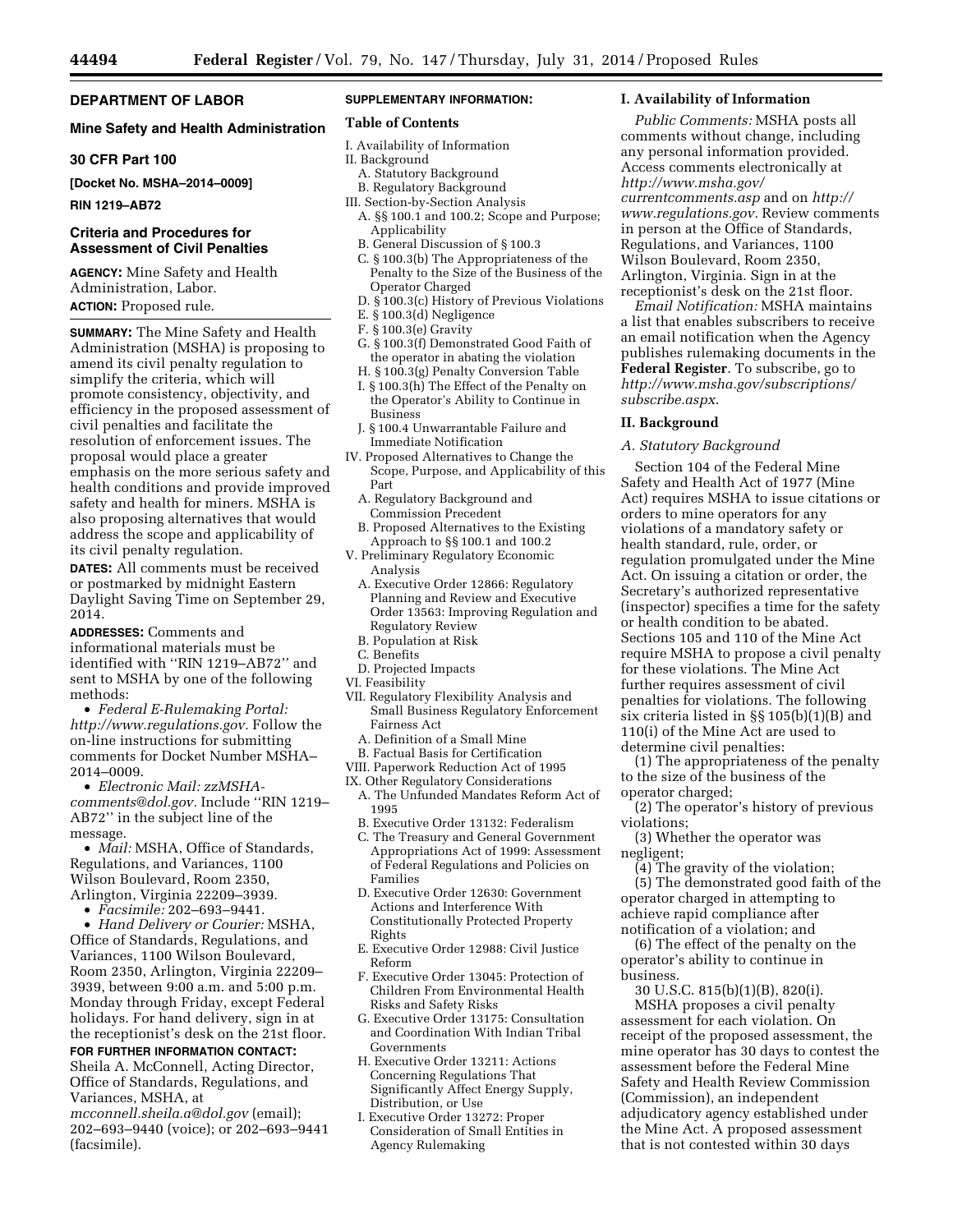## DEPARTMENT OF LABOR

### Mine Safety and Health Administration

### 30 CFR Part 100

**[Docket No. MSHA–2014–0009]**

**RIN 1219–AB72**

### Criteria and Procedures for Assessment of Civil Penalties

**AGENCY:** Mine Safety and Health Administration, Labor.

**ACTION:** Proposed rule.

**SUMMARY:** The Mine Safety and Health Administration (MSHA) is proposing to amend its civil penalty regulation to simplify the criteria, which will promote consistency, objectivity, and efficiency in the proposed assessment of civil penalties and facilitate the resolution of enforcement issues. The proposal would place a greater emphasis on the more serious safety and health conditions and provide improved safety and health for miners. MSHA is also proposing alternatives that would address the scope and applicability of its civil penalty regulation.

**DATES:** All comments must be received or postmarked by midnight Eastern Daylight Saving Time on September 29, 2014.

**ADDRESSES:** Comments and informational materials must be identified with ''RIN 1219–AB72'' and sent to MSHA by one of the following methods:

- *Federal E-Rulemaking Portal: http://www.regulations.gov.* Follow the on-line instructions for submitting comments for Docket Number MSHA–2014–0009.
- *Electronic Mail: zzMSHA-comments@dol.gov.* Include ''RIN 1219–AB72'' in the subject line of the message.
- *Mail:* MSHA, Office of Standards, Regulations, and Variances, 1100 Wilson Boulevard, Room 2350, Arlington, Virginia 22209–3939.
- *Facsimile:* 202–693–9441.
- *Hand Delivery or Courier:* MSHA, Office of Standards, Regulations, and Variances, 1100 Wilson Boulevard, Room 2350, Arlington, Virginia 22209–3939, between 9:00 a.m. and 5:00 p.m. Monday through Friday, except Federal holidays. For hand delivery, sign in at the receptionist's desk on the 21st floor.

**FOR FURTHER INFORMATION CONTACT:** Sheila A. McConnell, Acting Director, Office of Standards, Regulations, and Variances, MSHA, at *mcconnell.sheila.a@dol.gov* (email); 202–693–9440 (voice); or 202–693–9441 (facsimile).

**SUPPLEMENTARY INFORMATION:**

**Table of Contents**

I. Availability of Information
II. Background
  A. Statutory Background
  B. Regulatory Background
III. Section-by-Section Analysis
  A. §§ 100.1 and 100.2; Scope and Purpose; Applicability
  B. General Discussion of § 100.3
  C. § 100.3(b) The Appropriateness of the Penalty to the Size of the Business of the Operator Charged
  D. § 100.3(c) History of Previous Violations
  E. § 100.3(d) Negligence
  F. § 100.3(e) Gravity
  G. § 100.3(f) Demonstrated Good Faith of the operator in abating the violation
  H. § 100.3(g) Penalty Conversion Table
  I. § 100.3(h) The Effect of the Penalty on the Operator's Ability to Continue in Business
  J. § 100.4 Unwarrantable Failure and Immediate Notification
IV. Proposed Alternatives to Change the Scope, Purpose, and Applicability of this Part
  A. Regulatory Background and Commission Precedent
  B. Proposed Alternatives to the Existing Approach to §§ 100.1 and 100.2
V. Preliminary Regulatory Economic Analysis
  A. Executive Order 12866: Regulatory Planning and Review and Executive Order 13563: Improving Regulation and Regulatory Review
  B. Population at Risk
  C. Benefits
  D. Projected Impacts
VI. Feasibility
VII. Regulatory Flexibility Analysis and Small Business Regulatory Enforcement Fairness Act
  A. Definition of a Small Mine
  B. Factual Basis for Certification
VIII. Paperwork Reduction Act of 1995
IX. Other Regulatory Considerations
  A. The Unfunded Mandates Reform Act of 1995
  B. Executive Order 13132: Federalism
  C. The Treasury and General Government Appropriations Act of 1999: Assessment of Federal Regulations and Policies on Families
  D. Executive Order 12630: Government Actions and Interference With Constitutionally Protected Property Rights
  E. Executive Order 12988: Civil Justice Reform
  F. Executive Order 13045: Protection of Children From Environmental Health Risks and Safety Risks
  G. Executive Order 13175: Consultation and Coordination With Indian Tribal Governments
  H. Executive Order 13211: Actions Concerning Regulations That Significantly Affect Energy Supply, Distribution, or Use
  I. Executive Order 13272: Proper Consideration of Small Entities in Agency Rulemaking

## I. Availability of Information

*Public Comments:* MSHA posts all comments without change, including any personal information provided. Access comments electronically at *http://www.msha.gov/currentcomments.asp* and on *http://www.regulations.gov.* Review comments in person at the Office of Standards, Regulations, and Variances, 1100 Wilson Boulevard, Room 2350, Arlington, Virginia. Sign in at the receptionist's desk on the 21st floor.

*Email Notification:* MSHA maintains a list that enables subscribers to receive an email notification when the Agency publishes rulemaking documents in the **Federal Register**. To subscribe, go to *http://www.msha.gov/subscriptions/subscribe.aspx.*

## II. Background

### *A. Statutory Background*

Section 104 of the Federal Mine Safety and Health Act of 1977 (Mine Act) requires MSHA to issue citations or orders to mine operators for any violations of a mandatory safety or health standard, rule, order, or regulation promulgated under the Mine Act. On issuing a citation or order, the Secretary's authorized representative (inspector) specifies a time for the safety or health condition to be abated. Sections 105 and 110 of the Mine Act require MSHA to propose a civil penalty for these violations. The Mine Act further requires assessment of civil penalties for violations. The following six criteria listed in §§ 105(b)(1)(B) and 110(i) of the Mine Act are used to determine civil penalties:

(1) The appropriateness of the penalty to the size of the business of the operator charged;

(2) The operator's history of previous violations;

(3) Whether the operator was negligent;

(4) The gravity of the violation;

(5) The demonstrated good faith of the operator charged in attempting to achieve rapid compliance after notification of a violation; and

(6) The effect of the penalty on the operator's ability to continue in business.

30 U.S.C. 815(b)(1)(B), 820(i).

MSHA proposes a civil penalty assessment for each violation. On receipt of the proposed assessment, the mine operator has 30 days to contest the assessment before the Federal Mine Safety and Health Review Commission (Commission), an independent adjudicatory agency established under the Mine Act. A proposed assessment that is not contested within 30 days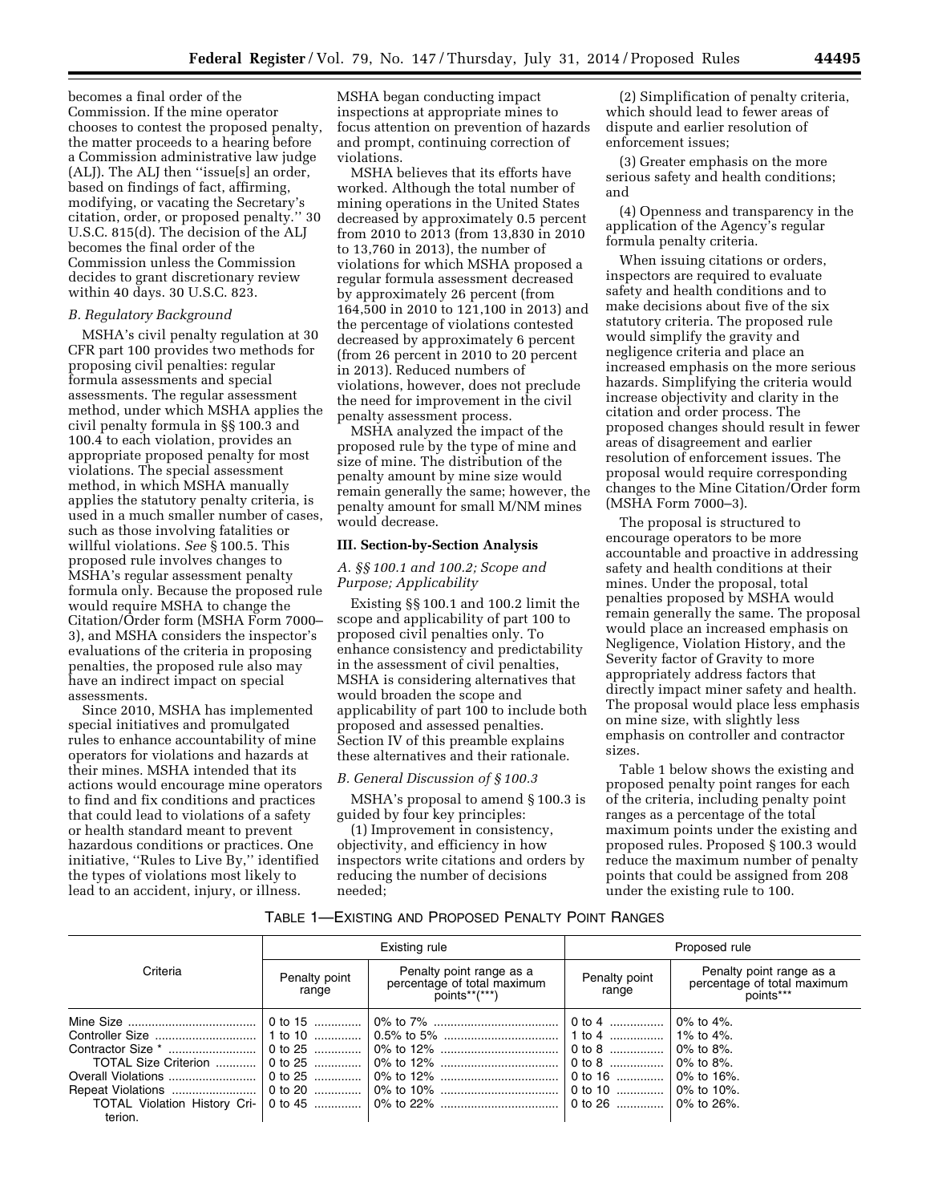becomes a final order of the Commission. If the mine operator chooses to contest the proposed penalty, the matter proceeds to a hearing before a Commission administrative law judge (ALJ). The ALJ then ''issue[s] an order, based on findings of fact, affirming, modifying, or vacating the Secretary's citation, order, or proposed penalty.'' 30 U.S.C. 815(d). The decision of the ALJ becomes the final order of the Commission unless the Commission decides to grant discretionary review within 40 days. 30 U.S.C. 823.

### *B. Regulatory Background*

MSHA's civil penalty regulation at 30 CFR part 100 provides two methods for proposing civil penalties: regular formula assessments and special assessments. The regular assessment method, under which MSHA applies the civil penalty formula in §§ 100.3 and 100.4 to each violation, provides an appropriate proposed penalty for most violations. The special assessment method, in which MSHA manually applies the statutory penalty criteria, is used in a much smaller number of cases, such as those involving fatalities or willful violations. *See* § 100.5. This proposed rule involves changes to MSHA's regular assessment penalty formula only. Because the proposed rule would require MSHA to change the Citation/Order form (MSHA Form 7000–3), and MSHA considers the inspector's evaluations of the criteria in proposing penalties, the proposed rule also may have an indirect impact on special assessments.

Since 2010, MSHA has implemented special initiatives and promulgated rules to enhance accountability of mine operators for violations and hazards at their mines. MSHA intended that its actions would encourage mine operators to find and fix conditions and practices that could lead to violations of a safety or health standard meant to prevent hazardous conditions or practices. One initiative, ''Rules to Live By,'' identified the types of violations most likely to lead to an accident, injury, or illness. MSHA began conducting impact inspections at appropriate mines to focus attention on prevention of hazards and prompt, continuing correction of violations.

MSHA believes that its efforts have worked. Although the total number of mining operations in the United States decreased by approximately 0.5 percent from 2010 to 2013 (from 13,830 in 2010 to 13,760 in 2013), the number of violations for which MSHA proposed a regular formula assessment decreased by approximately 26 percent (from 164,500 in 2010 to 121,100 in 2013) and the percentage of violations contested decreased by approximately 6 percent (from 26 percent in 2010 to 20 percent in 2013). Reduced numbers of violations, however, does not preclude the need for improvement in the civil penalty assessment process.

MSHA analyzed the impact of the proposed rule by the type of mine and size of mine. The distribution of the penalty amount by mine size would remain generally the same; however, the penalty amount for small M/NM mines would decrease.

## III. Section-by-Section Analysis

### *A. §§ 100.1 and 100.2; Scope and Purpose; Applicability*

Existing §§ 100.1 and 100.2 limit the scope and applicability of part 100 to proposed civil penalties only. To enhance consistency and predictability in the assessment of civil penalties, MSHA is considering alternatives that would broaden the scope and applicability of part 100 to include both proposed and assessed penalties. Section IV of this preamble explains these alternatives and their rationale.

### *B. General Discussion of § 100.3*

MSHA's proposal to amend § 100.3 is guided by four key principles:

(1) Improvement in consistency, objectivity, and efficiency in how inspectors write citations and orders by reducing the number of decisions needed;

(2) Simplification of penalty criteria, which should lead to fewer areas of dispute and earlier resolution of enforcement issues;

(3) Greater emphasis on the more serious safety and health conditions; and

(4) Openness and transparency in the application of the Agency's regular formula penalty criteria.

When issuing citations or orders, inspectors are required to evaluate safety and health conditions and to make decisions about five of the six statutory criteria. The proposed rule would simplify the gravity and negligence criteria and place an increased emphasis on the more serious hazards. Simplifying the criteria would increase objectivity and clarity in the citation and order process. The proposed changes should result in fewer areas of disagreement and earlier resolution of enforcement issues. The proposal would require corresponding changes to the Mine Citation/Order form (MSHA Form 7000–3).

The proposal is structured to encourage operators to be more accountable and proactive in addressing safety and health conditions at their mines. Under the proposal, total penalties proposed by MSHA would remain generally the same. The proposal would place an increased emphasis on Negligence, Violation History, and the Severity factor of Gravity to more appropriately address factors that directly impact miner safety and health. The proposal would place less emphasis on mine size, with slightly less emphasis on controller and contractor sizes.

Table 1 below shows the existing and proposed penalty point ranges for each of the criteria, including penalty point ranges as a percentage of the total maximum points under the existing and proposed rules. Proposed § 100.3 would reduce the maximum number of penalty points that could be assigned from 208 under the existing rule to 100.

TABLE 1—EXISTING AND PROPOSED PENALTY POINT RANGES

| Criteria | Existing rule | | Proposed rule | |
|---|---|---|---|---|
| | Penalty point range | Penalty point range as a percentage of total maximum points**(***) | Penalty point range | Penalty point range as a percentage of total maximum points*** |
| Mine Size | 0 to 15 | 0% to 7% | 0 to 4 | 0% to 4%. |
| Controller Size | 1 to 10 | 0.5% to 5% | 1 to 4 | 1% to 4%. |
| Contractor Size * | 0 to 25 | 0% to 12% | 0 to 8 | 0% to 8%. |
| TOTAL Size Criterion | 0 to 25 | 0% to 12% | 0 to 8 | 0% to 8%. |
| Overall Violations | 0 to 25 | 0% to 12% | 0 to 16 | 0% to 16%. |
| Repeat Violations | 0 to 20 | 0% to 10% | 0 to 10 | 0% to 10%. |
| TOTAL Violation History Criterion. | 0 to 45 | 0% to 22% | 0 to 26 | 0% to 26%. |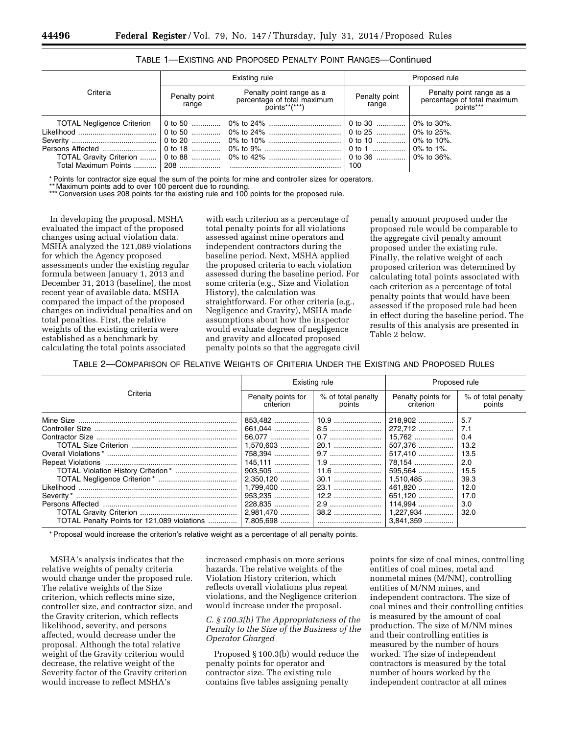TABLE 1—EXISTING AND PROPOSED PENALTY POINT RANGES—Continued

| Criteria | Existing rule | | Proposed rule | |
|---|---|---|---|---|
| | Penalty point range | Penalty point range as a percentage of total maximum points**(***) | Penalty point range | Penalty point range as a percentage of total maximum points*** |
| TOTAL Negligence Criterion | 0 to 50 | 0% to 24% | 0 to 30 | 0% to 30%. |
| Likelihood | 0 to 50 | 0% to 24% | 0 to 25 | 0% to 25%. |
| Severity | 0 to 20 | 0% to 10% | 0 to 10 | 0% to 10%. |
| Persons Affected | 0 to 18 | 0% to 9% | 0 to 1 | 0% to 1%. |
| TOTAL Gravity Criterion | 0 to 88 | 0% to 42% | 0 to 36 | 0% to 36%. |
| Total Maximum Points | 208 | | 100 | |

* Points for contractor size equal the sum of the points for mine and controller sizes for operators.

** Maximum points add to over 100 percent due to rounding.

*** Conversion uses 208 points for the existing rule and 100 points for the proposed rule.

In developing the proposal, MSHA evaluated the impact of the proposed changes using actual violation data. MSHA analyzed the 121,089 violations for which the Agency proposed assessments under the existing regular formula between January 1, 2013 and December 31, 2013 (baseline), the most recent year of available data. MSHA compared the impact of the proposed changes on individual penalties and on total penalties. First, the relative weights of the existing criteria were established as a benchmark by calculating the total points associated with each criterion as a percentage of total penalty points for all violations assessed against mine operators and independent contractors during the baseline period. Next, MSHA applied the proposed criteria to each violation assessed during the baseline period. For some criteria (e.g., Size and Violation History), the calculation was straightforward. For other criteria (e.g., Negligence and Gravity), MSHA made assumptions about how the inspector would evaluate degrees of negligence and gravity and allocated proposed penalty points so that the aggregate civil penalty amount proposed under the proposed rule would be comparable to the aggregate civil penalty amount proposed under the existing rule. Finally, the relative weight of each proposed criterion was determined by calculating total points associated with each criterion as a percentage of total penalty points that would have been assessed if the proposed rule had been in effect during the baseline period. The results of this analysis are presented in Table 2 below.

TABLE 2—COMPARISON OF RELATIVE WEIGHTS OF CRITERIA UNDER THE EXISTING AND PROPOSED RULES

| Criteria | Existing rule | | Proposed rule | |
|---|---|---|---|---|
| | Penalty points for criterion | % of total penalty points | Penalty points for criterion | % of total penalty points |
| Mine Size | 853,482 | 10.9 | 218,902 | 5.7 |
| Controller Size | 661,044 | 8.5 | 272,712 | 7.1 |
| Contractor Size | 56,077 | 0.7 | 15,762 | 0.4 |
| TOTAL Size Criterion | 1,570,603 | 20.1 | 507,376 | 13.2 |
| Overall Violations* | 758,394 | 9.7 | 517,410 | 13.5 |
| Repeat Violations | 145,111 | 1.9 | 78,154 | 2.0 |
| TOTAL Violation History Criterion* | 903,505 | 11.6 | 595,564 | 15.5 |
| TOTAL Negligence Criterion* | 2,350,120 | 30.1 | 1,510,485 | 39.3 |
| Likelihood | 1,799,400 | 23.1 | 461,820 | 12.0 |
| Severity* | 953,235 | 12.2 | 651,120 | 17.0 |
| Persons Affected | 228,835 | 2.9 | 114,994 | 3.0 |
| TOTAL Gravity Criterion | 2,981,470 | 38.2 | 1,227,934 | 32.0 |
| TOTAL Penalty Points for 121,089 violations | 7,805,698 | | 3,841,359 | |

* Proposal would increase the criterion's relative weight as a percentage of all penalty points.

MSHA's analysis indicates that the relative weights of penalty criteria would change under the proposed rule. The relative weights of the Size criterion, which reflects mine size, controller size, and contractor size, and the Gravity criterion, which reflects likelihood, severity, and persons affected, would decrease under the proposal. Although the total relative weight of the Gravity criterion would decrease, the relative weight of the Severity factor of the Gravity criterion would increase to reflect MSHA's increased emphasis on more serious hazards. The relative weights of the Violation History criterion, which reflects overall violations plus repeat violations, and the Negligence criterion would increase under the proposal.

### *C. § 100.3(b) The Appropriateness of the Penalty to the Size of the Business of the Operator Charged*

Proposed § 100.3(b) would reduce the penalty points for operator and contractor size. The existing rule contains five tables assigning penalty points for size of coal mines, controlling entities of coal mines, metal and nonmetal mines (M/NM), controlling entities of M/NM mines, and independent contractors. The size of coal mines and their controlling entities is measured by the amount of coal production. The size of M/NM mines and their controlling entities is measured by the number of hours worked. The size of independent contractors is measured by the total number of hours worked by the independent contractor at all mines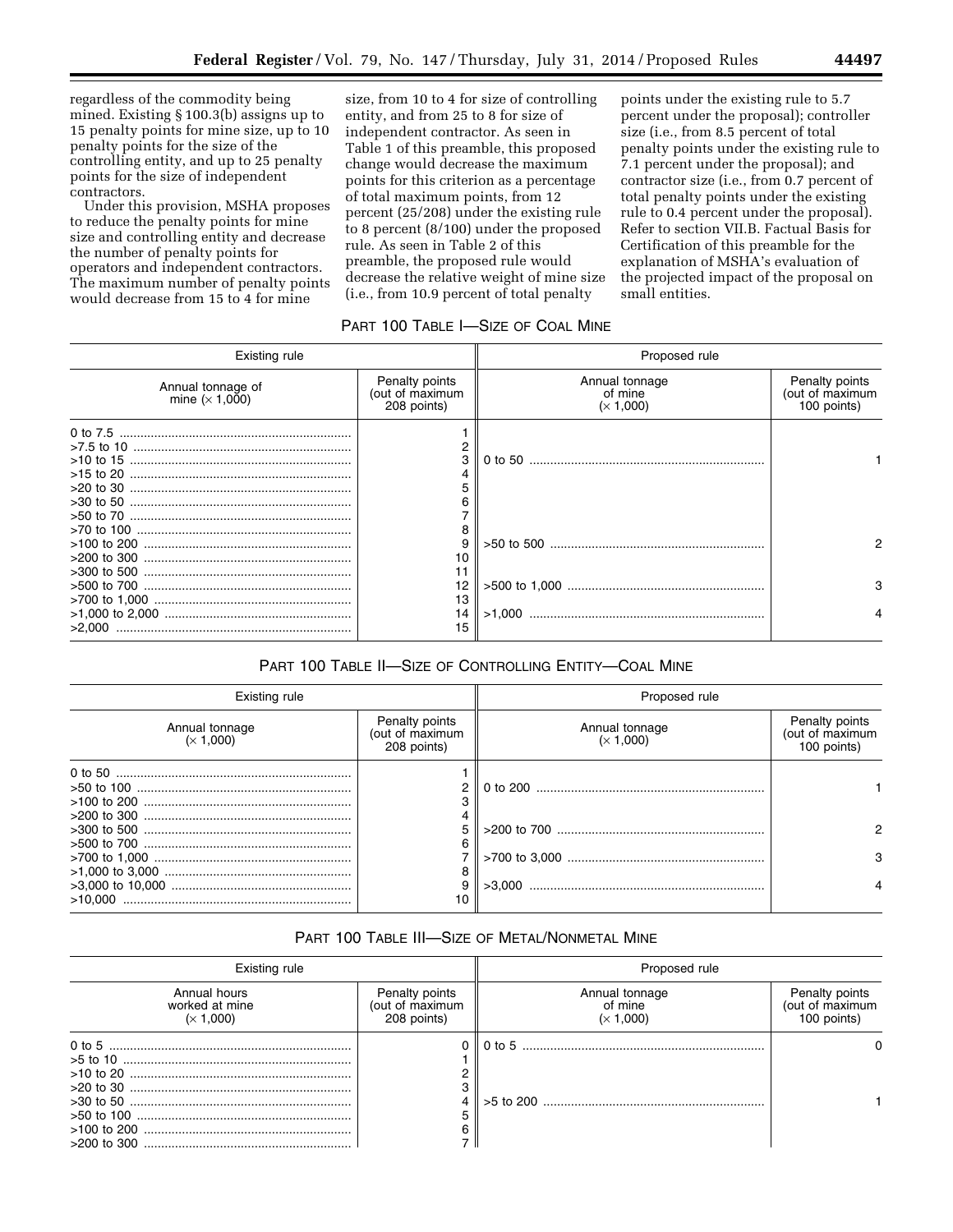regardless of the commodity being mined. Existing § 100.3(b) assigns up to 15 penalty points for mine size, up to 10 penalty points for the size of the controlling entity, and up to 25 penalty points for the size of independent contractors.

Under this provision, MSHA proposes to reduce the penalty points for mine size and controlling entity and decrease the number of penalty points for operators and independent contractors. The maximum number of penalty points would decrease from 15 to 4 for mine size, from 10 to 4 for size of controlling entity, and from 25 to 8 for size of independent contractor. As seen in Table 1 of this preamble, this proposed change would decrease the maximum points for this criterion as a percentage of total maximum points, from 12 percent (25/208) under the existing rule to 8 percent (8/100) under the proposed rule. As seen in Table 2 of this preamble, the proposed rule would decrease the relative weight of mine size (i.e., from 10.9 percent of total penalty points under the existing rule to 5.7 percent under the proposal); controller size (i.e., from 8.5 percent of total penalty points under the existing rule to 7.1 percent under the proposal); and contractor size (i.e., from 0.7 percent of total penalty points under the existing rule to 0.4 percent under the proposal). Refer to section VII.B. Factual Basis for Certification of this preamble for the explanation of MSHA's evaluation of the projected impact of the proposal on small entities.

PART 100 TABLE I—SIZE OF COAL MINE

| Existing rule | | Proposed rule | |
|---|---|---|---|
| Annual tonnage of mine (× 1,000) | Penalty points (out of maximum 208 points) | Annual tonnage of mine (× 1,000) | Penalty points (out of maximum 100 points) |
| 0 to 7.5 | 1 | | |
| >7.5 to 10 | 2 | | |
| >10 to 15 | 3 | 0 to 50 | 1 |
| >15 to 20 | 4 | | |
| >20 to 30 | 5 | | |
| >30 to 50 | 6 | | |
| >50 to 70 | 7 | | |
| >70 to 100 | 8 | | |
| >100 to 200 | 9 | >50 to 500 | 2 |
| >200 to 300 | 10 | | |
| >300 to 500 | 11 | | |
| >500 to 700 | 12 | >500 to 1,000 | 3 |
| >700 to 1,000 | 13 | | |
| >1,000 to 2,000 | 14 | >1,000 | 4 |
| >2,000 | 15 | | |

PART 100 TABLE II—SIZE OF CONTROLLING ENTITY—COAL MINE

| Existing rule | | Proposed rule | |
|---|---|---|---|
| Annual tonnage (× 1,000) | Penalty points (out of maximum 208 points) | Annual tonnage (× 1,000) | Penalty points (out of maximum 100 points) |
| 0 to 50 | 1 | | |
| >50 to 100 | 2 | 0 to 200 | 1 |
| >100 to 200 | 3 | | |
| >200 to 300 | 4 | | |
| >300 to 500 | 5 | >200 to 700 | 2 |
| >500 to 700 | 6 | | |
| >700 to 1,000 | 7 | >700 to 3,000 | 3 |
| >1,000 to 3,000 | 8 | | |
| >3,000 to 10,000 | 9 | >3,000 | 4 |
| >10,000 | 10 | | |

PART 100 TABLE III—SIZE OF METAL/NONMETAL MINE

| Existing rule | | Proposed rule | |
|---|---|---|---|
| Annual hours worked at mine (× 1,000) | Penalty points (out of maximum 208 points) | Annual tonnage of mine (× 1,000) | Penalty points (out of maximum 100 points) |
| 0 to 5 | 0 | 0 to 5 | 0 |
| >5 to 10 | 1 | | |
| >10 to 20 | 2 | | |
| >20 to 30 | 3 | | |
| >30 to 50 | 4 | >5 to 200 | 1 |
| >50 to 100 | 5 | | |
| >100 to 200 | 6 | | |
| >200 to 300 | 7 | | |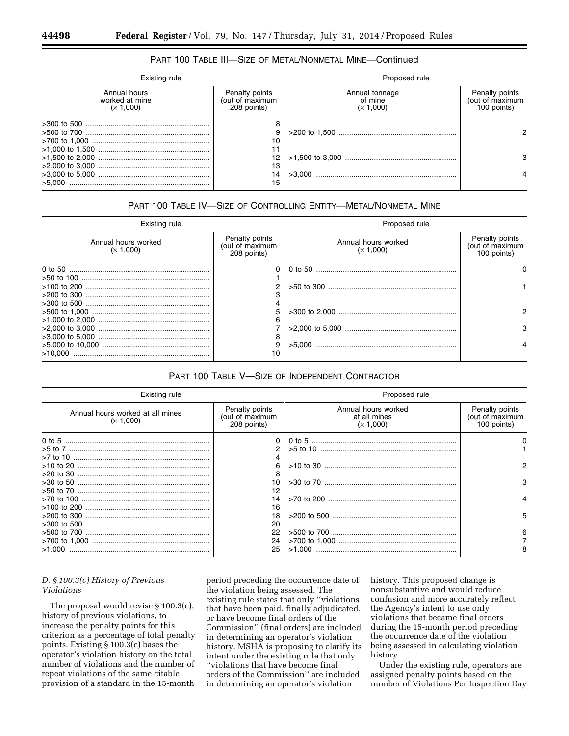### PART 100 TABLE III—SIZE OF METAL/NONMETAL MINE—Continued

| Existing rule | | Proposed rule | |
|---|---|---|---|
| Annual hours worked at mine (× 1,000) | Penalty points (out of maximum 208 points) | Annual tonnage of mine (× 1,000) | Penalty points (out of maximum 100 points) |
| >300 to 500 | 8 | | |
| >500 to 700 | 9 | >200 to 1,500 | 2 |
| >700 to 1,000 | 10 | | |
| >1,000 to 1,500 | 11 | | |
| >1,500 to 2,000 | 12 | >1,500 to 3,000 | 3 |
| >2,000 to 3,000 | 13 | | |
| >3,000 to 5,000 | 14 | >3,000 | 4 |
| >5,000 | 15 | | |

### PART 100 TABLE IV—SIZE OF CONTROLLING ENTITY—METAL/NONMETAL MINE

| Existing rule | | Proposed rule | |
|---|---|---|---|
| Annual hours worked (× 1,000) | Penalty points (out of maximum 208 points) | Annual hours worked (× 1,000) | Penalty points (out of maximum 100 points) |
| 0 to 50 | 0 | 0 to 50 | 0 |
| >50 to 100 | 1 | | |
| >100 to 200 | 2 | >50 to 300 | 1 |
| >200 to 300 | 3 | | |
| >300 to 500 | 4 | | |
| >500 to 1,000 | 5 | >300 to 2,000 | 2 |
| >1,000 to 2,000 | 6 | | |
| >2,000 to 3,000 | 7 | >2,000 to 5,000 | 3 |
| >3,000 to 5,000 | 8 | | |
| >5,000 to 10,000 | 9 | >5,000 | 4 |
| >10,000 | 10 | | |

### PART 100 TABLE V—SIZE OF INDEPENDENT CONTRACTOR

| Existing rule | | Proposed rule | |
|---|---|---|---|
| Annual hours worked at all mines (× 1,000) | Penalty points (out of maximum 208 points) | Annual hours worked at all mines (× 1,000) | Penalty points (out of maximum 100 points) |
| 0 to 5 | 0 | 0 to 5 | 0 |
| >5 to 7 | 2 | >5 to 10 | 1 |
| >7 to 10 | 4 | | |
| >10 to 20 | 6 | >10 to 30 | 2 |
| >20 to 30 | 8 | | |
| >30 to 50 | 10 | >30 to 70 | 3 |
| >50 to 70 | 12 | | |
| >70 to 100 | 14 | >70 to 200 | 4 |
| >100 to 200 | 16 | | |
| >200 to 300 | 18 | >200 to 500 | 5 |
| >300 to 500 | 20 | | |
| >500 to 700 | 22 | >500 to 700 | 6 |
| >700 to 1,000 | 24 | >700 to 1,000 | 7 |
| >1,000 | 25 | >1,000 | 8 |

*D. § 100.3(c) History of Previous Violations*

The proposal would revise § 100.3(c), history of previous violations, to increase the penalty points for this criterion as a percentage of total penalty points. Existing § 100.3(c) bases the operator's violation history on the total number of violations and the number of repeat violations of the same citable provision of a standard in the 15-month period preceding the occurrence date of the violation being assessed. The existing rule states that only ''violations that have been paid, finally adjudicated, or have become final orders of the Commission'' (final orders) are included in determining an operator's violation history. MSHA is proposing to clarify its intent under the existing rule that only ''violations that have become final orders of the Commission'' are included in determining an operator's violation history. This proposed change is nonsubstantive and would reduce confusion and more accurately reflect the Agency's intent to use only violations that became final orders during the 15-month period preceding the occurrence date of the violation being assessed in calculating violation history.

Under the existing rule, operators are assigned penalty points based on the number of Violations Per Inspection Day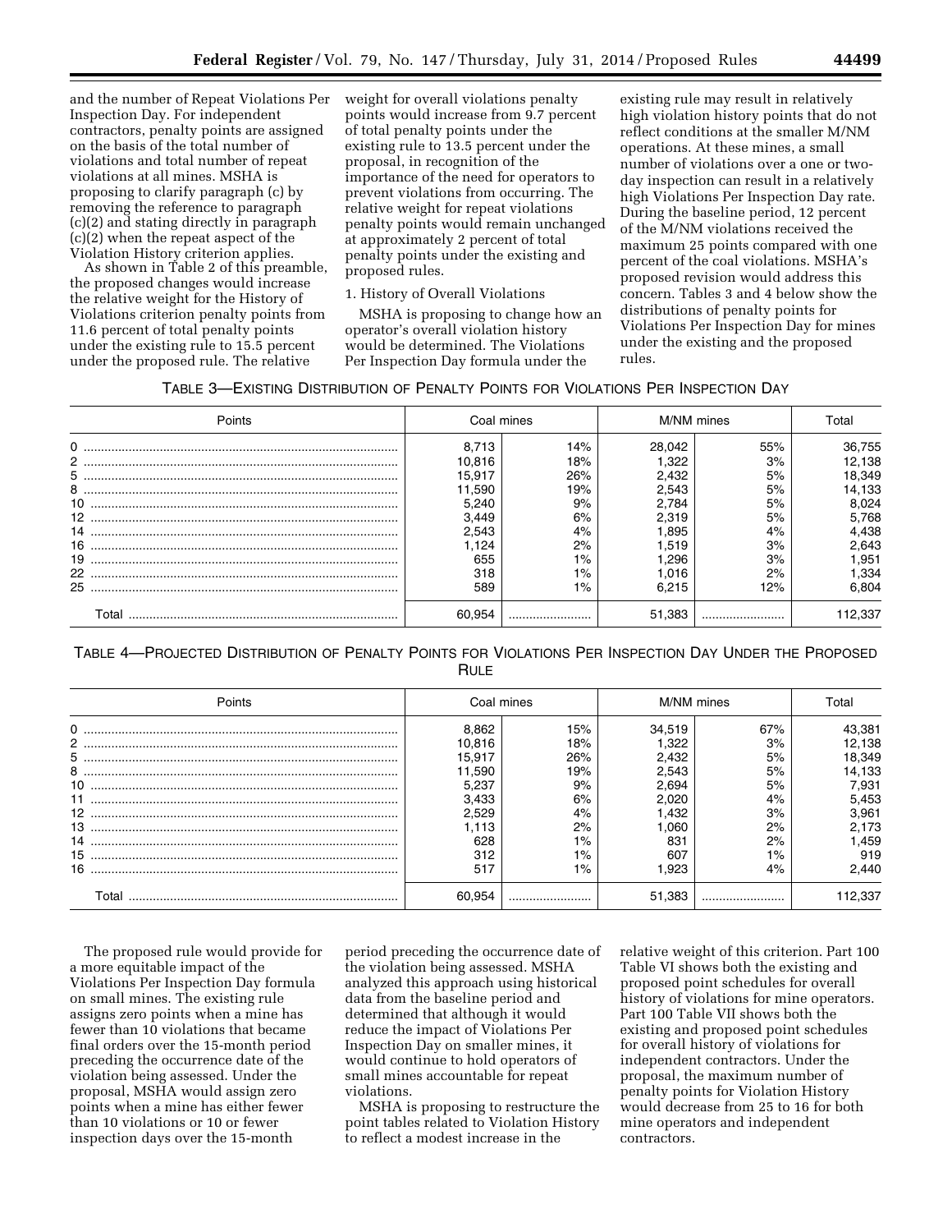and the number of Repeat Violations Per Inspection Day. For independent contractors, penalty points are assigned on the basis of the total number of violations and total number of repeat violations at all mines. MSHA is proposing to clarify paragraph (c) by removing the reference to paragraph (c)(2) and stating directly in paragraph (c)(2) when the repeat aspect of the Violation History criterion applies.

As shown in Table 2 of this preamble, the proposed changes would increase the relative weight for the History of Violations criterion penalty points from 11.6 percent of total penalty points under the existing rule to 15.5 percent under the proposed rule. The relative weight for overall violations penalty points would increase from 9.7 percent of total penalty points under the existing rule to 13.5 percent under the proposal, in recognition of the importance of the need for operators to prevent violations from occurring. The relative weight for repeat violations penalty points would remain unchanged at approximately 2 percent of total penalty points under the existing and proposed rules.

1. History of Overall Violations

MSHA is proposing to change how an operator's overall violation history would be determined. The Violations Per Inspection Day formula under the existing rule may result in relatively high violation history points that do not reflect conditions at the smaller M/NM operations. At these mines, a small number of violations over a one or two-day inspection can result in a relatively high Violations Per Inspection Day rate. During the baseline period, 12 percent of the M/NM violations received the maximum 25 points compared with one percent of the coal violations. MSHA's proposed revision would address this concern. Tables 3 and 4 below show the distributions of penalty points for Violations Per Inspection Day for mines under the existing and the proposed rules.

TABLE 3—EXISTING DISTRIBUTION OF PENALTY POINTS FOR VIOLATIONS PER INSPECTION DAY

| Points | Coal mines | | M/NM mines | | Total |
|---|---|---|---|---|---|
| 0 | 8,713 | 14% | 28,042 | 55% | 36,755 |
| 2 | 10,816 | 18% | 1,322 | 3% | 12,138 |
| 5 | 15,917 | 26% | 2,432 | 5% | 18,349 |
| 8 | 11,590 | 19% | 2,543 | 5% | 14,133 |
| 10 | 5,240 | 9% | 2,784 | 5% | 8,024 |
| 12 | 3,449 | 6% | 2,319 | 5% | 5,768 |
| 14 | 2,543 | 4% | 1,895 | 4% | 4,438 |
| 16 | 1,124 | 2% | 1,519 | 3% | 2,643 |
| 19 | 655 | 1% | 1,296 | 3% | 1,951 |
| 22 | 318 | 1% | 1,016 | 2% | 1,334 |
| 25 | 589 | 1% | 6,215 | 12% | 6,804 |
| Total | 60,954 | | 51,383 | | 112,337 |

TABLE 4—PROJECTED DISTRIBUTION OF PENALTY POINTS FOR VIOLATIONS PER INSPECTION DAY UNDER THE PROPOSED RULE

| Points | Coal mines | | M/NM mines | | Total |
|---|---|---|---|---|---|
| 0 | 8,862 | 15% | 34,519 | 67% | 43,381 |
| 2 | 10,816 | 18% | 1,322 | 3% | 12,138 |
| 5 | 15,917 | 26% | 2,432 | 5% | 18,349 |
| 8 | 11,590 | 19% | 2,543 | 5% | 14,133 |
| 10 | 5,237 | 9% | 2,694 | 5% | 7,931 |
| 11 | 3,433 | 6% | 2,020 | 4% | 5,453 |
| 12 | 2,529 | 4% | 1,432 | 3% | 3,961 |
| 13 | 1,113 | 2% | 1,060 | 2% | 2,173 |
| 14 | 628 | 1% | 831 | 2% | 1,459 |
| 15 | 312 | 1% | 607 | 1% | 919 |
| 16 | 517 | 1% | 1,923 | 4% | 2,440 |
| Total | 60,954 | | 51,383 | | 112,337 |

The proposed rule would provide for a more equitable impact of the Violations Per Inspection Day formula on small mines. The existing rule assigns zero points when a mine has fewer than 10 violations that became final orders over the 15-month period preceding the occurrence date of the violation being assessed. Under the proposal, MSHA would assign zero points when a mine has either fewer than 10 violations or 10 or fewer inspection days over the 15-month period preceding the occurrence date of the violation being assessed. MSHA analyzed this approach using historical data from the baseline period and determined that although it would reduce the impact of Violations Per Inspection Day on smaller mines, it would continue to hold operators of small mines accountable for repeat violations.

MSHA is proposing to restructure the point tables related to Violation History to reflect a modest increase in the relative weight of this criterion. Part 100 Table VI shows both the existing and proposed point schedules for overall history of violations for mine operators. Part 100 Table VII shows both the existing and proposed point schedules for overall history of violations for independent contractors. Under the proposal, the maximum number of penalty points for Violation History would decrease from 25 to 16 for both mine operators and independent contractors.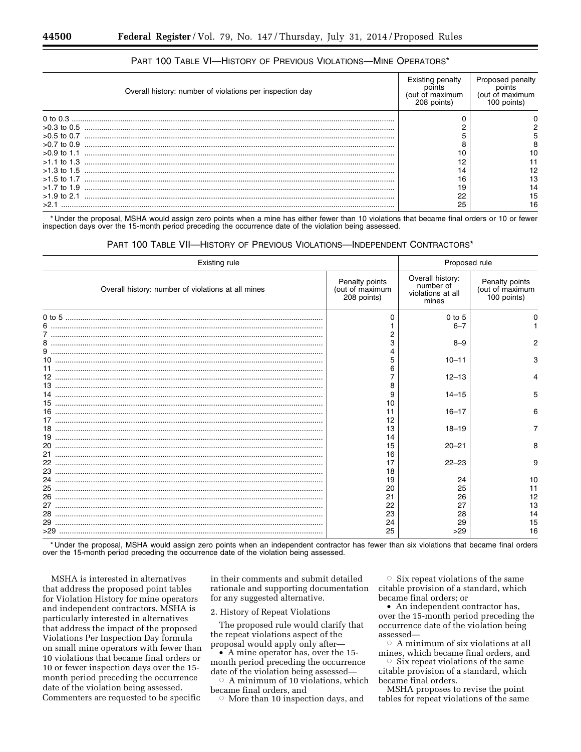PART 100 TABLE VI—HISTORY OF PREVIOUS VIOLATIONS—MINE OPERATORS*

| Overall history: number of violations per inspection day | Existing penalty points (out of maximum 208 points) | Proposed penalty points (out of maximum 100 points) |
|---|---|---|
| 0 to 0.3 | 0 | 0 |
| >0.3 to 0.5 | 2 | 2 |
| >0.5 to 0.7 | 5 | 5 |
| >0.7 to 0.9 | 8 | 8 |
| >0.9 to 1.1 | 10 | 10 |
| >1.1 to 1.3 | 12 | 11 |
| >1.3 to 1.5 | 14 | 12 |
| >1.5 to 1.7 | 16 | 13 |
| >1.7 to 1.9 | 19 | 14 |
| >1.9 to 2.1 | 22 | 15 |
| >2.1 | 25 | 16 |

* Under the proposal, MSHA would assign zero points when a mine has either fewer than 10 violations that became final orders or 10 or fewer inspection days over the 15-month period preceding the occurrence date of the violation being assessed.

PART 100 TABLE VII—HISTORY OF PREVIOUS VIOLATIONS—INDEPENDENT CONTRACTORS*

| Existing rule | | Proposed rule | |
|---|---|---|---|
| Overall history: number of violations at all mines | Penalty points (out of maximum 208 points) | Overall history: number of violations at all mines | Penalty points (out of maximum 100 points) |
| 0 to 5 | 0 | 0 to 5 | 0 |
| 6 | 1 | 6–7 | 1 |
| 7 | 2 | | |
| 8 | 3 | 8–9 | 2 |
| 9 | 4 | | |
| 10 | 5 | 10–11 | 3 |
| 11 | 6 | | |
| 12 | 7 | 12–13 | 4 |
| 13 | 8 | | |
| 14 | 9 | 14–15 | 5 |
| 15 | 10 | | |
| 16 | 11 | 16–17 | 6 |
| 17 | 12 | | |
| 18 | 13 | 18–19 | 7 |
| 19 | 14 | | |
| 20 | 15 | 20–21 | 8 |
| 21 | 16 | | |
| 22 | 17 | 22–23 | 9 |
| 23 | 18 | | |
| 24 | 19 | 24 | 10 |
| 25 | 20 | 25 | 11 |
| 26 | 21 | 26 | 12 |
| 27 | 22 | 27 | 13 |
| 28 | 23 | 28 | 14 |
| 29 | 24 | 29 | 15 |
| >29 | 25 | >29 | 16 |

* Under the proposal, MSHA would assign zero points when an independent contractor has fewer than six violations that became final orders over the 15-month period preceding the occurrence date of the violation being assessed.

MSHA is interested in alternatives that address the proposed point tables for Violation History for mine operators and independent contractors. MSHA is particularly interested in alternatives that address the impact of the proposed Violations Per Inspection Day formula on small mine operators with fewer than 10 violations that became final orders or 10 or fewer inspection days over the 15-month period preceding the occurrence date of the violation being assessed. Commenters are requested to be specific in their comments and submit detailed rationale and supporting documentation for any suggested alternative.

2. History of Repeat Violations

The proposed rule would clarify that the repeat violations aspect of the proposal would apply only after—

- A mine operator has, over the 15-month period preceding the occurrence date of the violation being assessed—
  - A minimum of 10 violations, which became final orders, and
  - More than 10 inspection days, and
  - Six repeat violations of the same citable provision of a standard, which became final orders; or
- An independent contractor has, over the 15-month period preceding the occurrence date of the violation being assessed—
  - A minimum of six violations at all mines, which became final orders, and
  - Six repeat violations of the same citable provision of a standard, which became final orders.

MSHA proposes to revise the point tables for repeat violations of the same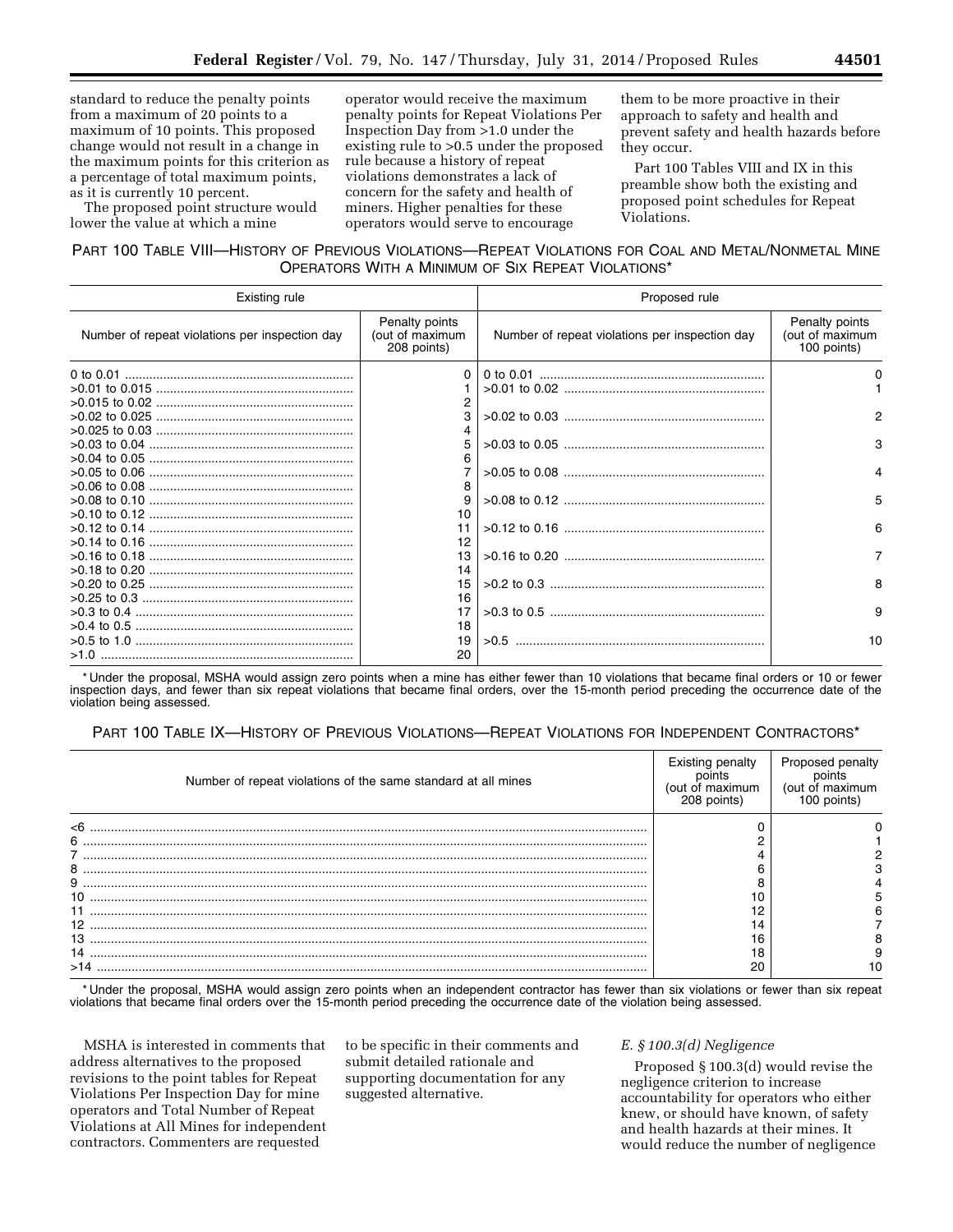standard to reduce the penalty points from a maximum of 20 points to a maximum of 10 points. This proposed change would not result in a change in the maximum points for this criterion as a percentage of total maximum points, as it is currently 10 percent.

The proposed point structure would lower the value at which a mine operator would receive the maximum penalty points for Repeat Violations Per Inspection Day from >1.0 under the existing rule to >0.5 under the proposed rule because a history of repeat violations demonstrates a lack of concern for the safety and health of miners. Higher penalties for these operators would serve to encourage them to be more proactive in their approach to safety and health and prevent safety and health hazards before they occur.

Part 100 Tables VIII and IX in this preamble show both the existing and proposed point schedules for Repeat Violations.

PART 100 TABLE VIII—HISTORY OF PREVIOUS VIOLATIONS—REPEAT VIOLATIONS FOR COAL AND METAL/NONMETAL MINE OPERATORS WITH A MINIMUM OF SIX REPEAT VIOLATIONS*

| Existing rule | | Proposed rule | |
|---|---|---|---|
| Number of repeat violations per inspection day | Penalty points (out of maximum 208 points) | Number of repeat violations per inspection day | Penalty points (out of maximum 100 points) |
| 0 to 0.01 | 0 | 0 to 0.01 | 0 |
| >0.01 to 0.015 | 1 | >0.01 to 0.02 | 1 |
| >0.015 to 0.02 | 2 | | |
| >0.02 to 0.025 | 3 | >0.02 to 0.03 | 2 |
| >0.025 to 0.03 | 4 | | |
| >0.03 to 0.04 | 5 | >0.03 to 0.05 | 3 |
| >0.04 to 0.05 | 6 | | |
| >0.05 to 0.06 | 7 | >0.05 to 0.08 | 4 |
| >0.06 to 0.08 | 8 | | |
| >0.08 to 0.10 | 9 | >0.08 to 0.12 | 5 |
| >0.10 to 0.12 | 10 | | |
| >0.12 to 0.14 | 11 | >0.12 to 0.16 | 6 |
| >0.14 to 0.16 | 12 | | |
| >0.16 to 0.18 | 13 | >0.16 to 0.20 | 7 |
| >0.18 to 0.20 | 14 | | |
| >0.20 to 0.25 | 15 | >0.2 to 0.3 | 8 |
| >0.25 to 0.3 | 16 | | |
| >0.3 to 0.4 | 17 | >0.3 to 0.5 | 9 |
| >0.4 to 0.5 | 18 | | |
| >0.5 to 1.0 | 19 | >0.5 | 10 |
| >1.0 | 20 | | |

\* Under the proposal, MSHA would assign zero points when a mine has either fewer than 10 violations that became final orders or 10 or fewer inspection days, and fewer than six repeat violations that became final orders, over the 15-month period preceding the occurrence date of the violation being assessed.

PART 100 TABLE IX—HISTORY OF PREVIOUS VIOLATIONS—REPEAT VIOLATIONS FOR INDEPENDENT CONTRACTORS*

| Number of repeat violations of the same standard at all mines | Existing penalty points (out of maximum 208 points) | Proposed penalty points (out of maximum 100 points) |
|---|---|---|
| <6 | 0 | 0 |
| 6 | 2 | 1 |
| 7 | 4 | 2 |
| 8 | 6 | 3 |
| 9 | 8 | 4 |
| 10 | 10 | 5 |
| 11 | 12 | 6 |
| 12 | 14 | 7 |
| 13 | 16 | 8 |
| 14 | 18 | 9 |
| >14 | 20 | 10 |

\* Under the proposal, MSHA would assign zero points when an independent contractor has fewer than six violations or fewer than six repeat violations that became final orders over the 15-month period preceding the occurrence date of the violation being assessed.

MSHA is interested in comments that address alternatives to the proposed revisions to the point tables for Repeat Violations Per Inspection Day for mine operators and Total Number of Repeat Violations at All Mines for independent contractors. Commenters are requested to be specific in their comments and submit detailed rationale and supporting documentation for any suggested alternative.

### *E. § 100.3(d) Negligence*

Proposed § 100.3(d) would revise the negligence criterion to increase accountability for operators who either knew, or should have known, of safety and health hazards at their mines. It would reduce the number of negligence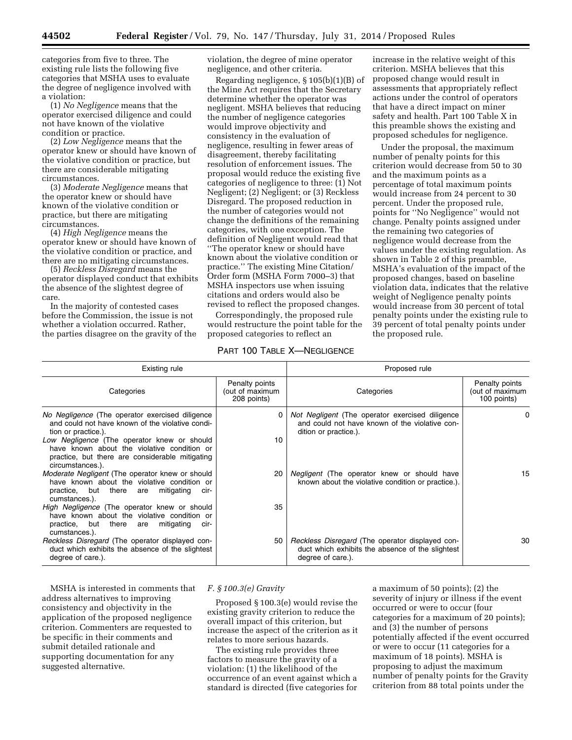categories from five to three. The existing rule lists the following five categories that MSHA uses to evaluate the degree of negligence involved with a violation:

(1) *No Negligence* means that the operator exercised diligence and could not have known of the violative condition or practice.

(2) *Low Negligence* means that the operator knew or should have known of the violative condition or practice, but there are considerable mitigating circumstances.

(3) *Moderate Negligence* means that the operator knew or should have known of the violative condition or practice, but there are mitigating circumstances.

(4) *High Negligence* means the operator knew or should have known of the violative condition or practice, and there are no mitigating circumstances.

(5) *Reckless Disregard* means the operator displayed conduct that exhibits the absence of the slightest degree of care.

In the majority of contested cases before the Commission, the issue is not whether a violation occurred. Rather, the parties disagree on the gravity of the violation, the degree of mine operator negligence, and other criteria.

Regarding negligence, § 105(b)(1)(B) of the Mine Act requires that the Secretary determine whether the operator was negligent. MSHA believes that reducing the number of negligence categories would improve objectivity and consistency in the evaluation of negligence, resulting in fewer areas of disagreement, thereby facilitating resolution of enforcement issues. The proposal would reduce the existing five categories of negligence to three: (1) Not Negligent; (2) Negligent; or (3) Reckless Disregard. The proposed reduction in the number of categories would not change the definitions of the remaining categories, with one exception. The definition of Negligent would read that ''The operator knew or should have known about the violative condition or practice.'' The existing Mine Citation/Order form (MSHA Form 7000–3) that MSHA inspectors use when issuing citations and orders would also be revised to reflect the proposed changes.

Correspondingly, the proposed rule would restructure the point table for the proposed categories to reflect an increase in the relative weight of this criterion. MSHA believes that this proposed change would result in assessments that appropriately reflect actions under the control of operators that have a direct impact on miner safety and health. Part 100 Table X in this preamble shows the existing and proposed schedules for negligence.

Under the proposal, the maximum number of penalty points for this criterion would decrease from 50 to 30 and the maximum points as a percentage of total maximum points would increase from 24 percent to 30 percent. Under the proposed rule, points for ''No Negligence'' would not change. Penalty points assigned under the remaining two categories of negligence would decrease from the values under the existing regulation. As shown in Table 2 of this preamble, MSHA's evaluation of the impact of the proposed changes, based on baseline violation data, indicates that the relative weight of Negligence penalty points would increase from 30 percent of total penalty points under the existing rule to 39 percent of total penalty points under the proposed rule.

PART 100 TABLE X—NEGLIGENCE

| Existing rule | | Proposed rule | |
|---|---|---|---|
| Categories | Penalty points (out of maximum 208 points) | Categories | Penalty points (out of maximum 100 points) |
| *No Negligence* (The operator exercised diligence and could not have known of the violative condition or practice.). | 0 | *Not Negligent* (The operator exercised diligence and could not have known of the violative condition or practice.). | 0 |
| *Low Negligence* (The operator knew or should have known about the violative condition or practice, but there are considerable mitigating circumstances.). | 10 | | |
| *Moderate Negligent* (The operator knew or should have known about the violative condition or practice, but there are mitigating circumstances.). | 20 | *Negligent* (The operator knew or should have known about the violative condition or practice.). | 15 |
| *High Negligence* (The operator knew or should have known about the violative condition or practice, but there are mitigating circumstances.). | 35 | | |
| *Reckless Disregard* (The operator displayed conduct which exhibits the absence of the slightest degree of care.). | 50 | *Reckless Disregard* (The operator displayed conduct which exhibits the absence of the slightest degree of care.). | 30 |

MSHA is interested in comments that address alternatives to improving consistency and objectivity in the application of the proposed negligence criterion. Commenters are requested to be specific in their comments and submit detailed rationale and supporting documentation for any suggested alternative.

### *F. § 100.3(e) Gravity*

Proposed § 100.3(e) would revise the existing gravity criterion to reduce the overall impact of this criterion, but increase the aspect of the criterion as it relates to more serious hazards.

The existing rule provides three factors to measure the gravity of a violation: (1) the likelihood of the occurrence of an event against which a standard is directed (five categories for a maximum of 50 points); (2) the severity of injury or illness if the event occurred or were to occur (four categories for a maximum of 20 points); and (3) the number of persons potentially affected if the event occurred or were to occur (11 categories for a maximum of 18 points). MSHA is proposing to adjust the maximum number of penalty points for the Gravity criterion from 88 total points under the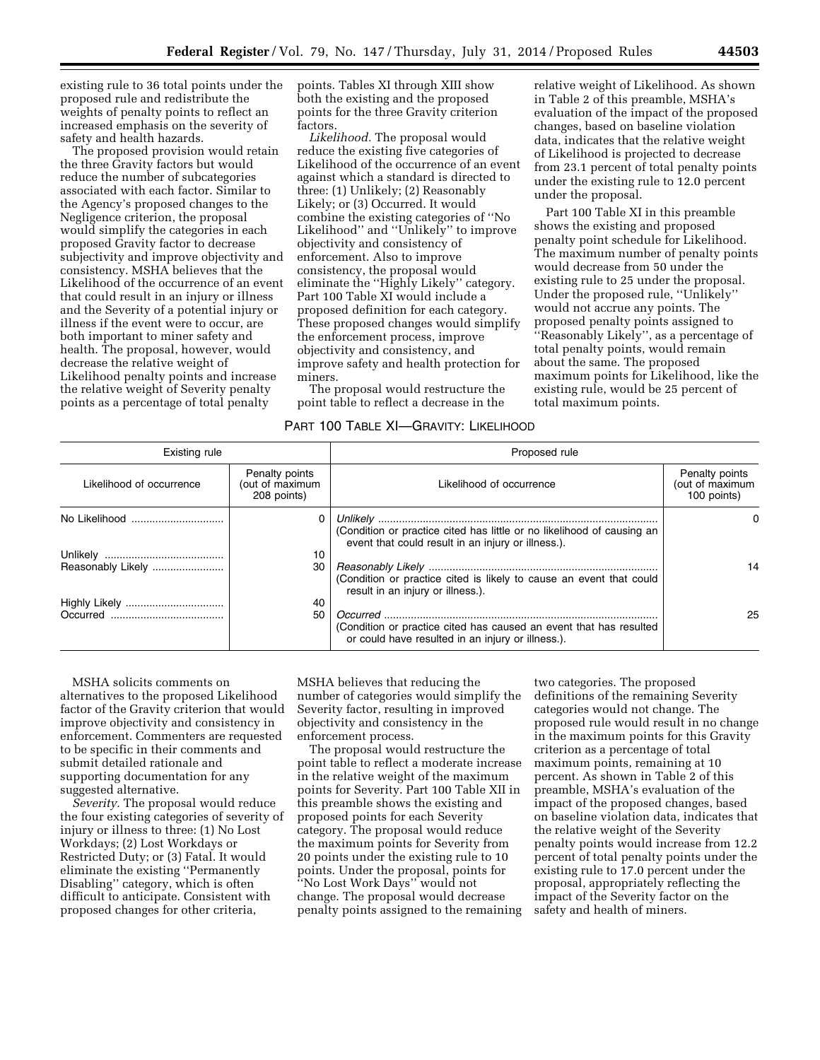existing rule to 36 total points under the proposed rule and redistribute the weights of penalty points to reflect an increased emphasis on the severity of safety and health hazards.

The proposed provision would retain the three Gravity factors but would reduce the number of subcategories associated with each factor. Similar to the Agency's proposed changes to the Negligence criterion, the proposal would simplify the categories in each proposed Gravity factor to decrease subjectivity and improve objectivity and consistency. MSHA believes that the Likelihood of the occurrence of an event that could result in an injury or illness and the Severity of a potential injury or illness if the event were to occur, are both important to miner safety and health. The proposal, however, would decrease the relative weight of Likelihood penalty points and increase the relative weight of Severity penalty points as a percentage of total penalty points. Tables XI through XIII show both the existing and the proposed points for the three Gravity criterion factors.

*Likelihood.* The proposal would reduce the existing five categories of Likelihood of the occurrence of an event against which a standard is directed to three: (1) Unlikely; (2) Reasonably Likely; or (3) Occurred. It would combine the existing categories of ''No Likelihood'' and ''Unlikely'' to improve objectivity and consistency of enforcement. Also to improve consistency, the proposal would eliminate the ''Highly Likely'' category. Part 100 Table XI would include a proposed definition for each category. These proposed changes would simplify the enforcement process, improve objectivity and consistency, and improve safety and health protection for miners.

The proposal would restructure the point table to reflect a decrease in the relative weight of Likelihood. As shown in Table 2 of this preamble, MSHA's evaluation of the impact of the proposed changes, based on baseline violation data, indicates that the relative weight of Likelihood is projected to decrease from 23.1 percent of total penalty points under the existing rule to 12.0 percent under the proposal.

Part 100 Table XI in this preamble shows the existing and proposed penalty point schedule for Likelihood. The maximum number of penalty points would decrease from 50 under the existing rule to 25 under the proposal. Under the proposed rule, ''Unlikely'' would not accrue any points. The proposed penalty points assigned to ''Reasonably Likely'', as a percentage of total penalty points, would remain about the same. The proposed maximum points for Likelihood, like the existing rule, would be 25 percent of total maximum points.

PART 100 TABLE XI—GRAVITY: LIKELIHOOD

| Existing rule | | Proposed rule | |
|---|---|---|---|
| Likelihood of occurrence | Penalty points (out of maximum 208 points) | Likelihood of occurrence | Penalty points (out of maximum 100 points) |
| No Likelihood | 0 | *Unlikely* (Condition or practice cited has little or no likelihood of causing an event that could result in an injury or illness.). | 0 |
| Unlikely | 10 | | |
| Reasonably Likely | 30 | *Reasonably Likely* (Condition or practice cited is likely to cause an event that could result in an injury or illness.). | 14 |
| Highly Likely | 40 | | |
| Occurred | 50 | *Occurred* (Condition or practice cited has caused an event that has resulted or could have resulted in an injury or illness.). | 25 |

MSHA solicits comments on alternatives to the proposed Likelihood factor of the Gravity criterion that would improve objectivity and consistency in enforcement. Commenters are requested to be specific in their comments and submit detailed rationale and supporting documentation for any suggested alternative.

*Severity.* The proposal would reduce the four existing categories of severity of injury or illness to three: (1) No Lost Workdays; (2) Lost Workdays or Restricted Duty; or (3) Fatal. It would eliminate the existing ''Permanently Disabling'' category, which is often difficult to anticipate. Consistent with proposed changes for other criteria, MSHA believes that reducing the number of categories would simplify the Severity factor, resulting in improved objectivity and consistency in the enforcement process.

The proposal would restructure the point table to reflect a moderate increase in the relative weight of the maximum points for Severity. Part 100 Table XII in this preamble shows the existing and proposed points for each Severity category. The proposal would reduce the maximum points for Severity from 20 points under the existing rule to 10 points. Under the proposal, points for ''No Lost Work Days'' would not change. The proposal would decrease penalty points assigned to the remaining two categories. The proposed definitions of the remaining Severity categories would not change. The proposed rule would result in no change in the maximum points for this Gravity criterion as a percentage of total maximum points, remaining at 10 percent. As shown in Table 2 of this preamble, MSHA's evaluation of the impact of the proposed changes, based on baseline violation data, indicates that the relative weight of the Severity penalty points would increase from 12.2 percent of total penalty points under the existing rule to 17.0 percent under the proposal, appropriately reflecting the impact of the Severity factor on the safety and health of miners.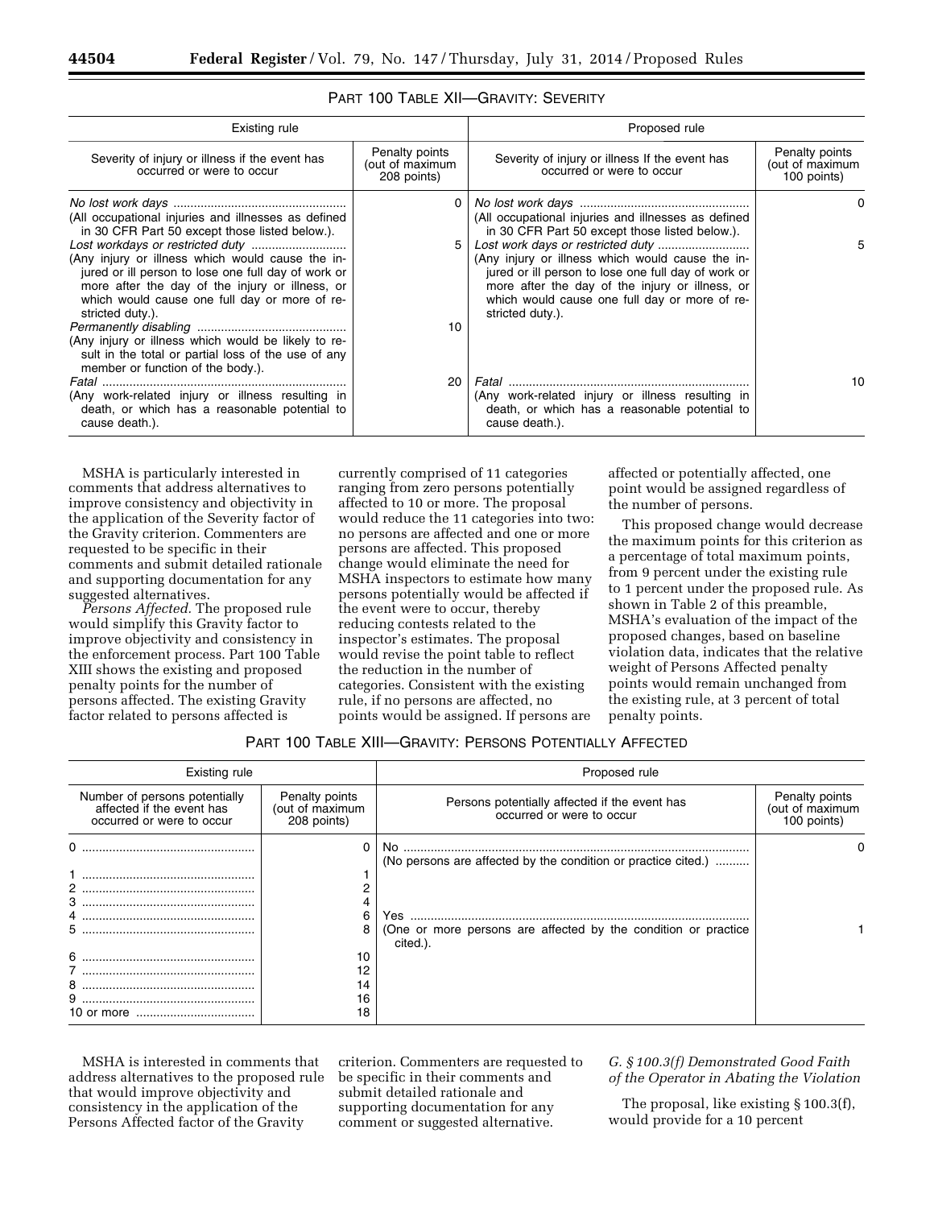PART 100 TABLE XII—GRAVITY: SEVERITY

| Existing rule | | Proposed rule | |
|---|---|---|---|
| Severity of injury or illness if the event has occurred or were to occur | Penalty points (out of maximum 208 points) | Severity of injury or illness If the event has occurred or were to occur | Penalty points (out of maximum 100 points) |
| *No lost work days* (All occupational injuries and illnesses as defined in 30 CFR Part 50 except those listed below.). | 0 | *No lost work days* (All occupational injuries and illnesses as defined in 30 CFR Part 50 except those listed below.). | 0 |
| *Lost workdays or restricted duty* (Any injury or illness which would cause the injured or ill person to lose one full day of work or more after the day of the injury or illness, or which would cause one full day or more of restricted duty.). | 5 | *Lost work days or restricted duty* (Any injury or illness which would cause the injured or ill person to lose one full day of work or more after the day of the injury or illness, or which would cause one full day or more of restricted duty.). | 5 |
| *Permanently disabling* (Any injury or illness which would be likely to result in the total or partial loss of the use of any member or function of the body.). | 10 | | |
| *Fatal* (Any work-related injury or illness resulting in death, or which has a reasonable potential to cause death.). | 20 | *Fatal* (Any work-related injury or illness resulting in death, or which has a reasonable potential to cause death.). | 10 |

MSHA is particularly interested in comments that address alternatives to improve consistency and objectivity in the application of the Severity factor of the Gravity criterion. Commenters are requested to be specific in their comments and submit detailed rationale and supporting documentation for any suggested alternatives.

*Persons Affected.* The proposed rule would simplify this Gravity factor to improve objectivity and consistency in the enforcement process. Part 100 Table XIII shows the existing and proposed penalty points for the number of persons affected. The existing Gravity factor related to persons affected is currently comprised of 11 categories ranging from zero persons potentially affected to 10 or more. The proposal would reduce the 11 categories into two: no persons are affected and one or more persons are affected. This proposed change would eliminate the need for MSHA inspectors to estimate how many persons potentially would be affected if the event were to occur, thereby reducing contests related to the inspector's estimates. The proposal would revise the point table to reflect the reduction in the number of categories. Consistent with the existing rule, if no persons are affected, no points would be assigned. If persons are affected or potentially affected, one point would be assigned regardless of the number of persons.

This proposed change would decrease the maximum points for this criterion as a percentage of total maximum points, from 9 percent under the existing rule to 1 percent under the proposed rule. As shown in Table 2 of this preamble, MSHA's evaluation of the impact of the proposed changes, based on baseline violation data, indicates that the relative weight of Persons Affected penalty points would remain unchanged from the existing rule, at 3 percent of total penalty points.

PART 100 TABLE XIII—GRAVITY: PERSONS POTENTIALLY AFFECTED

| Existing rule | | Proposed rule | |
|---|---|---|---|
| Number of persons potentially affected if the event has occurred or were to occur | Penalty points (out of maximum 208 points) | Persons potentially affected if the event has occurred or were to occur | Penalty points (out of maximum 100 points) |
| 0 | 0 | No (No persons are affected by the condition or practice cited.) | 0 |
| 1 | 1 | | |
| 2 | 2 | | |
| 3 | 4 | | |
| 4 | 6 | Yes (One or more persons are affected by the condition or practice cited.). | 1 |
| 5 | 8 | | |
| 6 | 10 | | |
| 7 | 12 | | |
| 8 | 14 | | |
| 9 | 16 | | |
| 10 or more | 18 | | |

MSHA is interested in comments that address alternatives to the proposed rule that would improve objectivity and consistency in the application of the Persons Affected factor of the Gravity criterion. Commenters are requested to be specific in their comments and submit detailed rationale and supporting documentation for any comment or suggested alternative.

### *G. § 100.3(f) Demonstrated Good Faith of the Operator in Abating the Violation*

The proposal, like existing § 100.3(f), would provide for a 10 percent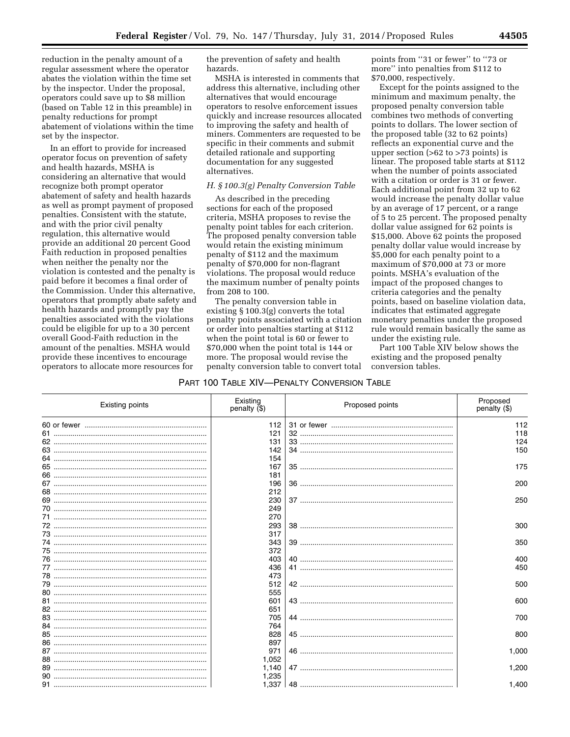reduction in the penalty amount of a regular assessment where the operator abates the violation within the time set by the inspector. Under the proposal, operators could save up to $8 million (based on Table 12 in this preamble) in penalty reductions for prompt abatement of violations within the time set by the inspector.

In an effort to provide for increased operator focus on prevention of safety and health hazards, MSHA is considering an alternative that would recognize both prompt operator abatement of safety and health hazards as well as prompt payment of proposed penalties. Consistent with the statute, and with the prior civil penalty regulation, this alternative would provide an additional 20 percent Good Faith reduction in proposed penalties when neither the penalty nor the violation is contested and the penalty is paid before it becomes a final order of the Commission. Under this alternative, operators that promptly abate safety and health hazards and promptly pay the penalties associated with the violations could be eligible for up to a 30 percent overall Good-Faith reduction in the amount of the penalties. MSHA would provide these incentives to encourage operators to allocate more resources for the prevention of safety and health hazards.

MSHA is interested in comments that address this alternative, including other alternatives that would encourage operators to resolve enforcement issues quickly and increase resources allocated to improving the safety and health of miners. Commenters are requested to be specific in their comments and submit detailed rationale and supporting documentation for any suggested alternatives.

### *H. § 100.3(g) Penalty Conversion Table*

As described in the preceding sections for each of the proposed criteria, MSHA proposes to revise the penalty point tables for each criterion. The proposed penalty conversion table would retain the existing minimum penalty of $112 and the maximum penalty of $70,000 for non-flagrant violations. The proposal would reduce the maximum number of penalty points from 208 to 100.

The penalty conversion table in existing § 100.3(g) converts the total penalty points associated with a citation or order into penalties starting at $112 when the point total is 60 or fewer to $70,000 when the point total is 144 or more. The proposal would revise the penalty conversion table to convert total points from ''31 or fewer'' to ''73 or more'' into penalties from $112 to $70,000, respectively.

Except for the points assigned to the minimum and maximum penalty, the proposed penalty conversion table combines two methods of converting points to dollars. The lower section of the proposed table (32 to 62 points) reflects an exponential curve and the upper section (>62 to >73 points) is linear. The proposed table starts at $112 when the number of points associated with a citation or order is 31 or fewer. Each additional point from 32 up to 62 would increase the penalty dollar value by an average of 17 percent, or a range of 5 to 25 percent. The proposed penalty dollar value assigned for 62 points is $15,000. Above 62 points the proposed penalty dollar value would increase by $5,000 for each penalty point to a maximum of $70,000 at 73 or more points. MSHA's evaluation of the impact of the proposed changes to criteria categories and the penalty points, based on baseline violation data, indicates that estimated aggregate monetary penalties under the proposed rule would remain basically the same as under the existing rule.

Part 100 Table XIV below shows the existing and the proposed penalty conversion tables.

PART 100 TABLE XIV—PENALTY CONVERSION TABLE

| Existing points | Existing penalty ($) | Proposed points | Proposed penalty ($) |
|---|---|---|---|
| 60 or fewer | 112 | 31 or fewer | 112 |
| 61 | 121 | 32 | 118 |
| 62 | 131 | 33 | 124 |
| 63 | 142 | 34 | 150 |
| 64 | 154 | | |
| 65 | 167 | 35 | 175 |
| 66 | 181 | | |
| 67 | 196 | 36 | 200 |
| 68 | 212 | | |
| 69 | 230 | 37 | 250 |
| 70 | 249 | | |
| 71 | 270 | | |
| 72 | 293 | 38 | 300 |
| 73 | 317 | | |
| 74 | 343 | 39 | 350 |
| 75 | 372 | | |
| 76 | 403 | 40 | 400 |
| 77 | 436 | 41 | 450 |
| 78 | 473 | | |
| 79 | 512 | 42 | 500 |
| 80 | 555 | | |
| 81 | 601 | 43 | 600 |
| 82 | 651 | | |
| 83 | 705 | 44 | 700 |
| 84 | 764 | | |
| 85 | 828 | 45 | 800 |
| 86 | 897 | | |
| 87 | 971 | 46 | 1,000 |
| 88 | 1,052 | | |
| 89 | 1,140 | 47 | 1,200 |
| 90 | 1,235 | | |
| 91 | 1,337 | 48 | 1,400 |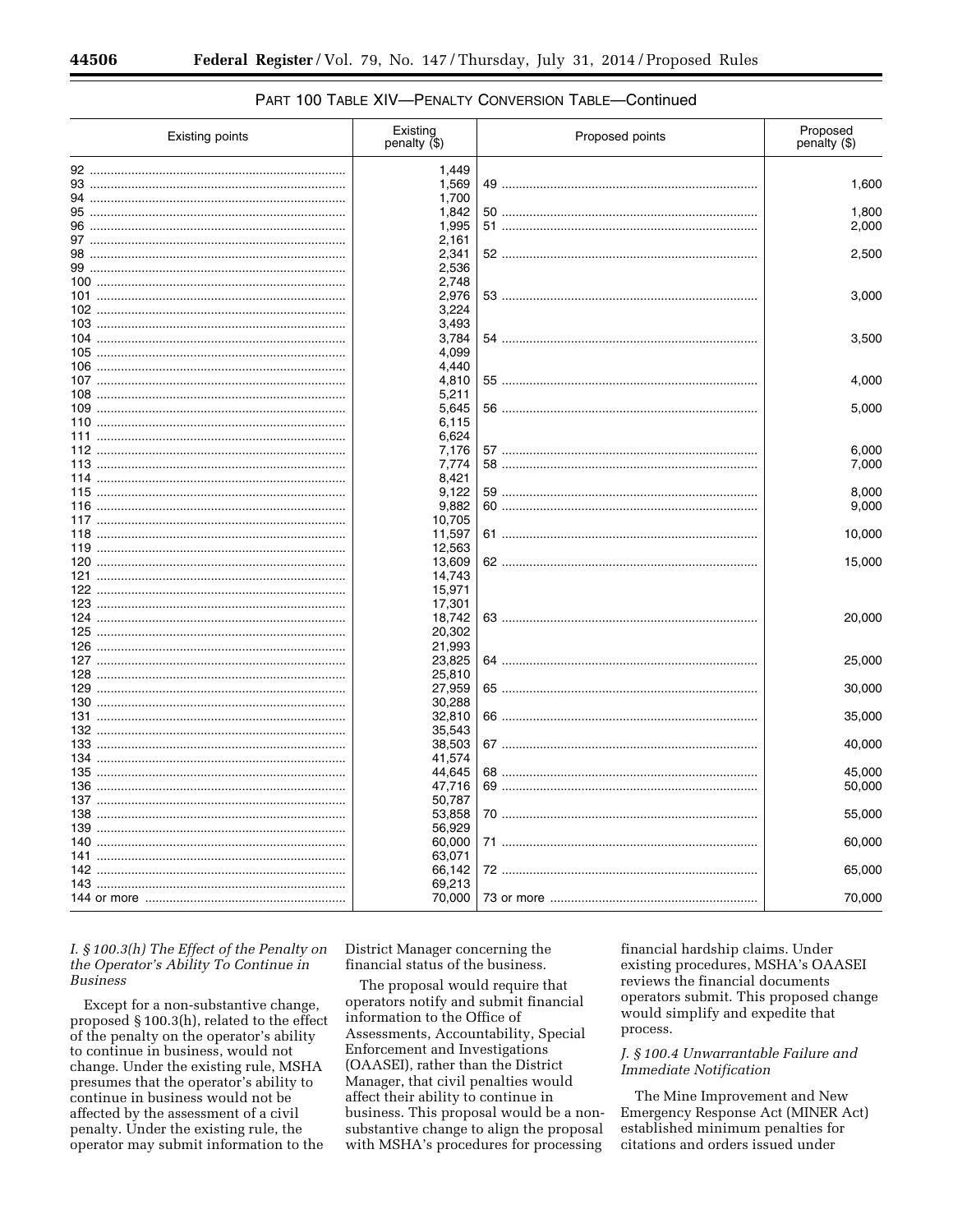PART 100 TABLE XIV—PENALTY CONVERSION TABLE—Continued

| Existing points | Existing penalty ($) | Proposed points | Proposed penalty ($) |
|---|---|---|---|
| 92 | 1,449 | | |
| 93 | 1,569 | 49 | 1,600 |
| 94 | 1,700 | | |
| 95 | 1,842 | 50 | 1,800 |
| 96 | 1,995 | 51 | 2,000 |
| 97 | 2,161 | | |
| 98 | 2,341 | 52 | 2,500 |
| 99 | 2,536 | | |
| 100 | 2,748 | | |
| 101 | 2,976 | 53 | 3,000 |
| 102 | 3,224 | | |
| 103 | 3,493 | | |
| 104 | 3,784 | 54 | 3,500 |
| 105 | 4,099 | | |
| 106 | 4,440 | | |
| 107 | 4,810 | 55 | 4,000 |
| 108 | 5,211 | | |
| 109 | 5,645 | 56 | 5,000 |
| 110 | 6,115 | | |
| 111 | 6,624 | | |
| 112 | 7,176 | 57 | 6,000 |
| 113 | 7,774 | 58 | 7,000 |
| 114 | 8,421 | | |
| 115 | 9,122 | 59 | 8,000 |
| 116 | 9,882 | 60 | 9,000 |
| 117 | 10,705 | | |
| 118 | 11,597 | 61 | 10,000 |
| 119 | 12,563 | | |
| 120 | 13,609 | 62 | 15,000 |
| 121 | 14,743 | | |
| 122 | 15,971 | | |
| 123 | 17,301 | | |
| 124 | 18,742 | 63 | 20,000 |
| 125 | 20,302 | | |
| 126 | 21,993 | | |
| 127 | 23,825 | 64 | 25,000 |
| 128 | 25,810 | | |
| 129 | 27,959 | 65 | 30,000 |
| 130 | 30,288 | | |
| 131 | 32,810 | 66 | 35,000 |
| 132 | 35,543 | | |
| 133 | 38,503 | 67 | 40,000 |
| 134 | 41,574 | | |
| 135 | 44,645 | 68 | 45,000 |
| 136 | 47,716 | 69 | 50,000 |
| 137 | 50,787 | | |
| 138 | 53,858 | 70 | 55,000 |
| 139 | 56,929 | | |
| 140 | 60,000 | 71 | 60,000 |
| 141 | 63,071 | | |
| 142 | 66,142 | 72 | 65,000 |
| 143 | 69,213 | | |
| 144 or more | 70,000 | 73 or more | 70,000 |

### *I. § 100.3(h) The Effect of the Penalty on the Operator's Ability To Continue in Business*

Except for a non-substantive change, proposed § 100.3(h), related to the effect of the penalty on the operator's ability to continue in business, would not change. Under the existing rule, MSHA presumes that the operator's ability to continue in business would not be affected by the assessment of a civil penalty. Under the existing rule, the operator may submit information to the District Manager concerning the financial status of the business.

The proposal would require that operators notify and submit financial information to the Office of Assessments, Accountability, Special Enforcement and Investigations (OAASEI), rather than the District Manager, that civil penalties would affect their ability to continue in business. This proposal would be a non-substantive change to align the proposal with MSHA's procedures for processing financial hardship claims. Under existing procedures, MSHA's OAASEI reviews the financial documents operators submit. This proposed change would simplify and expedite that process.

### *J. § 100.4 Unwarrantable Failure and Immediate Notification*

The Mine Improvement and New Emergency Response Act (MINER Act) established minimum penalties for citations and orders issued under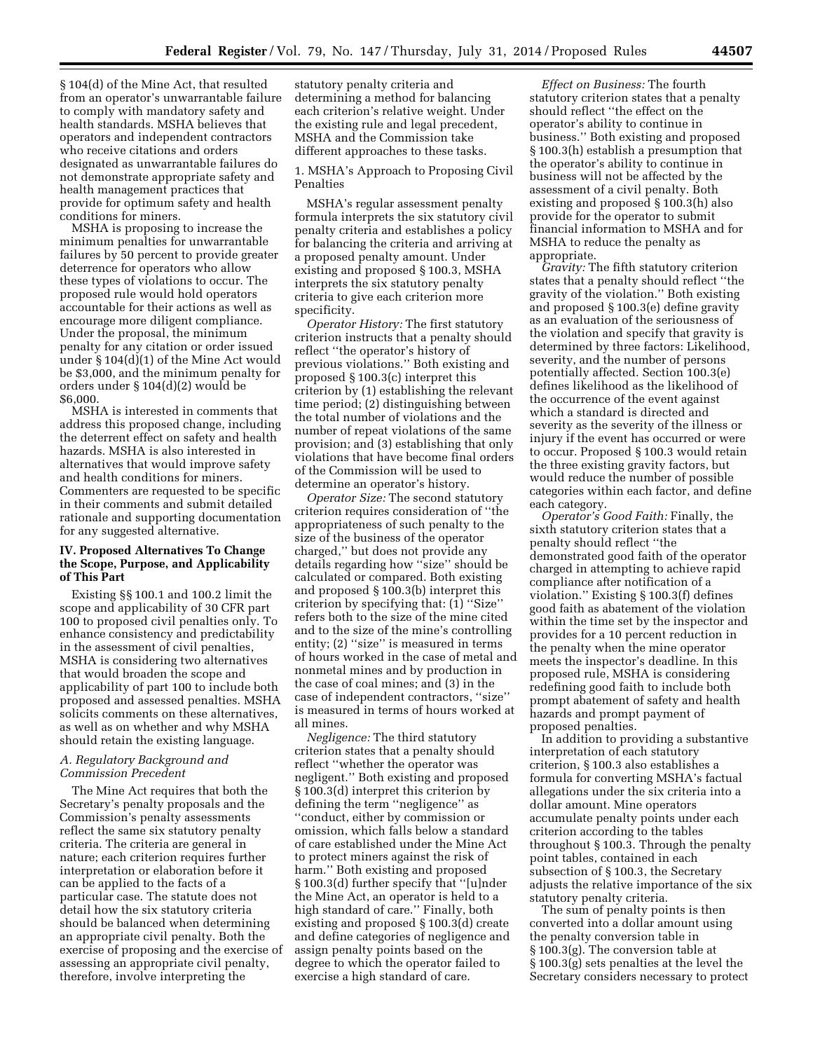§ 104(d) of the Mine Act, that resulted from an operator's unwarrantable failure to comply with mandatory safety and health standards. MSHA believes that operators and independent contractors who receive citations and orders designated as unwarrantable failures do not demonstrate appropriate safety and health management practices that provide for optimum safety and health conditions for miners.

MSHA is proposing to increase the minimum penalties for unwarrantable failures by 50 percent to provide greater deterrence for operators who allow these types of violations to occur. The proposed rule would hold operators accountable for their actions as well as encourage more diligent compliance. Under the proposal, the minimum penalty for any citation or order issued under § 104(d)(1) of the Mine Act would be $3,000, and the minimum penalty for orders under § 104(d)(2) would be $6,000.

MSHA is interested in comments that address this proposed change, including the deterrent effect on safety and health hazards. MSHA is also interested in alternatives that would improve safety and health conditions for miners. Commenters are requested to be specific in their comments and submit detailed rationale and supporting documentation for any suggested alternative.

## IV. Proposed Alternatives To Change the Scope, Purpose, and Applicability of This Part

Existing §§ 100.1 and 100.2 limit the scope and applicability of 30 CFR part 100 to proposed civil penalties only. To enhance consistency and predictability in the assessment of civil penalties, MSHA is considering two alternatives that would broaden the scope and applicability of part 100 to include both proposed and assessed penalties. MSHA solicits comments on these alternatives, as well as on whether and why MSHA should retain the existing language.

### A. Regulatory Background and Commission Precedent

The Mine Act requires that both the Secretary's penalty proposals and the Commission's penalty assessments reflect the same six statutory penalty criteria. The criteria are general in nature; each criterion requires further interpretation or elaboration before it can be applied to the facts of a particular case. The statute does not detail how the six statutory criteria should be balanced when determining an appropriate civil penalty. Both the exercise of proposing and the exercise of assessing an appropriate civil penalty, therefore, involve interpreting the statutory penalty criteria and determining a method for balancing each criterion's relative weight. Under the existing rule and legal precedent, MSHA and the Commission take different approaches to these tasks.

1. MSHA's Approach to Proposing Civil Penalties

MSHA's regular assessment penalty formula interprets the six statutory civil penalty criteria and establishes a policy for balancing the criteria and arriving at a proposed penalty amount. Under existing and proposed § 100.3, MSHA interprets the six statutory penalty criteria to give each criterion more specificity.

*Operator History:* The first statutory criterion instructs that a penalty should reflect ''the operator's history of previous violations.'' Both existing and proposed § 100.3(c) interpret this criterion by (1) establishing the relevant time period; (2) distinguishing between the total number of violations and the number of repeat violations of the same provision; and (3) establishing that only violations that have become final orders of the Commission will be used to determine an operator's history.

*Operator Size:* The second statutory criterion requires consideration of ''the appropriateness of such penalty to the size of the business of the operator charged,'' but does not provide any details regarding how ''size'' should be calculated or compared. Both existing and proposed § 100.3(b) interpret this criterion by specifying that: (1) ''Size'' refers both to the size of the mine cited and to the size of the mine's controlling entity; (2) ''size'' is measured in terms of hours worked in the case of metal and nonmetal mines and by production in the case of coal mines; and (3) in the case of independent contractors, ''size'' is measured in terms of hours worked at all mines.

*Negligence:* The third statutory criterion states that a penalty should reflect ''whether the operator was negligent.'' Both existing and proposed § 100.3(d) interpret this criterion by defining the term ''negligence'' as ''conduct, either by commission or omission, which falls below a standard of care established under the Mine Act to protect miners against the risk of harm.'' Both existing and proposed § 100.3(d) further specify that ''[u]nder the Mine Act, an operator is held to a high standard of care.'' Finally, both existing and proposed § 100.3(d) create and define categories of negligence and assign penalty points based on the degree to which the operator failed to exercise a high standard of care.

*Effect on Business:* The fourth statutory criterion states that a penalty should reflect ''the effect on the operator's ability to continue in business.'' Both existing and proposed § 100.3(h) establish a presumption that the operator's ability to continue in business will not be affected by the assessment of a civil penalty. Both existing and proposed § 100.3(h) also provide for the operator to submit financial information to MSHA and for MSHA to reduce the penalty as appropriate.

*Gravity:* The fifth statutory criterion states that a penalty should reflect ''the gravity of the violation.'' Both existing and proposed § 100.3(e) define gravity as an evaluation of the seriousness of the violation and specify that gravity is determined by three factors: Likelihood, severity, and the number of persons potentially affected. Section 100.3(e) defines likelihood as the likelihood of the occurrence of the event against which a standard is directed and severity as the severity of the illness or injury if the event has occurred or were to occur. Proposed § 100.3 would retain the three existing gravity factors, but would reduce the number of possible categories within each factor, and define each category.

*Operator's Good Faith:* Finally, the sixth statutory criterion states that a penalty should reflect ''the demonstrated good faith of the operator charged in attempting to achieve rapid compliance after notification of a violation.'' Existing § 100.3(f) defines good faith as abatement of the violation within the time set by the inspector and provides for a 10 percent reduction in the penalty when the mine operator meets the inspector's deadline. In this proposed rule, MSHA is considering redefining good faith to include both prompt abatement of safety and health hazards and prompt payment of proposed penalties.

In addition to providing a substantive interpretation of each statutory criterion, § 100.3 also establishes a formula for converting MSHA's factual allegations under the six criteria into a dollar amount. Mine operators accumulate penalty points under each criterion according to the tables throughout § 100.3. Through the penalty point tables, contained in each subsection of § 100.3, the Secretary adjusts the relative importance of the six statutory penalty criteria.

The sum of penalty points is then converted into a dollar amount using the penalty conversion table in § 100.3(g). The conversion table at § 100.3(g) sets penalties at the level the Secretary considers necessary to protect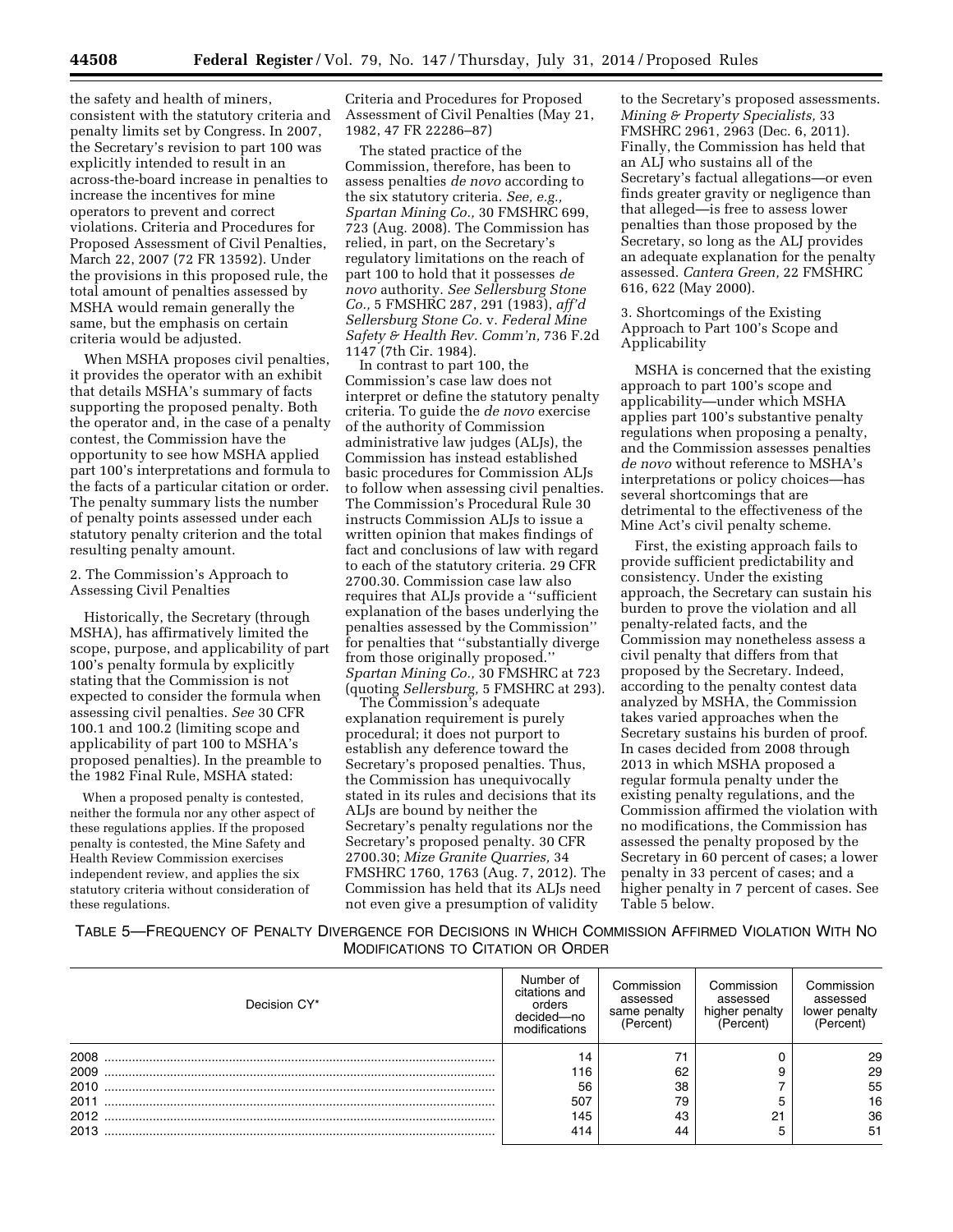the safety and health of miners, consistent with the statutory criteria and penalty limits set by Congress. In 2007, the Secretary's revision to part 100 was explicitly intended to result in an across-the-board increase in penalties to increase the incentives for mine operators to prevent and correct violations. Criteria and Procedures for Proposed Assessment of Civil Penalties, March 22, 2007 (72 FR 13592). Under the provisions in this proposed rule, the total amount of penalties assessed by MSHA would remain generally the same, but the emphasis on certain criteria would be adjusted.

When MSHA proposes civil penalties, it provides the operator with an exhibit that details MSHA's summary of facts supporting the proposed penalty. Both the operator and, in the case of a penalty contest, the Commission have the opportunity to see how MSHA applied part 100's interpretations and formula to the facts of a particular citation or order. The penalty summary lists the number of penalty points assessed under each statutory penalty criterion and the total resulting penalty amount.

2. The Commission's Approach to Assessing Civil Penalties

Historically, the Secretary (through MSHA), has affirmatively limited the scope, purpose, and applicability of part 100's penalty formula by explicitly stating that the Commission is not expected to consider the formula when assessing civil penalties. *See* 30 CFR 100.1 and 100.2 (limiting scope and applicability of part 100 to MSHA's proposed penalties). In the preamble to the 1982 Final Rule, MSHA stated:

> When a proposed penalty is contested, neither the formula nor any other aspect of these regulations applies. If the proposed penalty is contested, the Mine Safety and Health Review Commission exercises independent review, and applies the six statutory criteria without consideration of these regulations.

Criteria and Procedures for Proposed Assessment of Civil Penalties (May 21, 1982, 47 FR 22286–87)

The stated practice of the Commission, therefore, has been to assess penalties *de novo* according to the six statutory criteria. *See, e.g., Spartan Mining Co.,* 30 FMSHRC 699, 723 (Aug. 2008). The Commission has relied, in part, on the Secretary's regulatory limitations on the reach of part 100 to hold that it possesses *de novo* authority. *See Sellersburg Stone Co.,* 5 FMSHRC 287, 291 (1983), *aff'd Sellersburg Stone Co.* v. *Federal Mine Safety & Health Rev. Comm'n,* 736 F.2d 1147 (7th Cir. 1984).

In contrast to part 100, the Commission's case law does not interpret or define the statutory penalty criteria. To guide the *de novo* exercise of the authority of Commission administrative law judges (ALJs), the Commission has instead established basic procedures for Commission ALJs to follow when assessing civil penalties. The Commission's Procedural Rule 30 instructs Commission ALJs to issue a written opinion that makes findings of fact and conclusions of law with regard to each of the statutory criteria. 29 CFR 2700.30. Commission case law also requires that ALJs provide a ''sufficient explanation of the bases underlying the penalties assessed by the Commission'' for penalties that ''substantially diverge from those originally proposed.'' *Spartan Mining Co.,* 30 FMSHRC at 723 (quoting *Sellersburg,* 5 FMSHRC at 293).

The Commission's adequate explanation requirement is purely procedural; it does not purport to establish any deference toward the Secretary's proposed penalties. Thus, the Commission has unequivocally stated in its rules and decisions that its ALJs are bound by neither the Secretary's penalty regulations nor the Secretary's proposed penalty. 30 CFR 2700.30; *Mize Granite Quarries,* 34 FMSHRC 1760, 1763 (Aug. 7, 2012). The Commission has held that its ALJs need not even give a presumption of validity to the Secretary's proposed assessments. *Mining & Property Specialists,* 33 FMSHRC 2961, 2963 (Dec. 6, 2011). Finally, the Commission has held that an ALJ who sustains all of the Secretary's factual allegations—or even finds greater gravity or negligence than that alleged—is free to assess lower penalties than those proposed by the Secretary, so long as the ALJ provides an adequate explanation for the penalty assessed. *Cantera Green,* 22 FMSHRC 616, 622 (May 2000).

3. Shortcomings of the Existing Approach to Part 100's Scope and Applicability

MSHA is concerned that the existing approach to part 100's scope and applicability—under which MSHA applies part 100's substantive penalty regulations when proposing a penalty, and the Commission assesses penalties *de novo* without reference to MSHA's interpretations or policy choices—has several shortcomings that are detrimental to the effectiveness of the Mine Act's civil penalty scheme.

First, the existing approach fails to provide sufficient predictability and consistency. Under the existing approach, the Secretary can sustain his burden to prove the violation and all penalty-related facts, and the Commission may nonetheless assess a civil penalty that differs from that proposed by the Secretary. Indeed, according to the penalty contest data analyzed by MSHA, the Commission takes varied approaches when the Secretary sustains his burden of proof. In cases decided from 2008 through 2013 in which MSHA proposed a regular formula penalty under the existing penalty regulations, and the Commission affirmed the violation with no modifications, the Commission has assessed the penalty proposed by the Secretary in 60 percent of cases; a lower penalty in 33 percent of cases; and a higher penalty in 7 percent of cases. See Table 5 below.

TABLE 5—FREQUENCY OF PENALTY DIVERGENCE FOR DECISIONS IN WHICH COMMISSION AFFIRMED VIOLATION WITH NO MODIFICATIONS TO CITATION OR ORDER

| Decision CY* | Number of citations and orders decided—no modifications | Commission assessed same penalty (Percent) | Commission assessed higher penalty (Percent) | Commission assessed lower penalty (Percent) |
|---|---|---|---|---|
| 2008 | 14 | 71 | 0 | 29 |
| 2009 | 116 | 62 | 9 | 29 |
| 2010 | 56 | 38 | 7 | 55 |
| 2011 | 507 | 79 | 5 | 16 |
| 2012 | 145 | 43 | 21 | 36 |
| 2013 | 414 | 44 | 5 | 51 |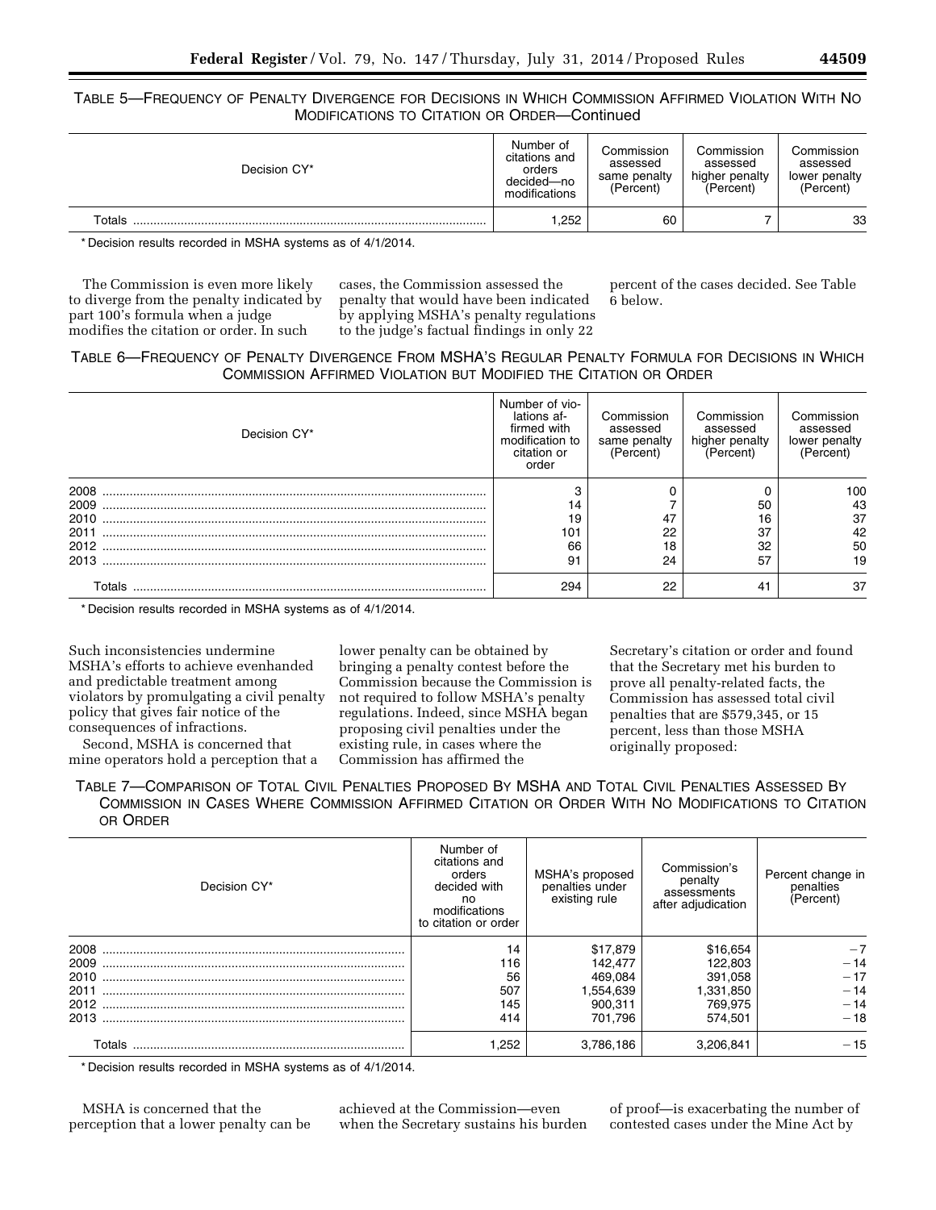TABLE 5—FREQUENCY OF PENALTY DIVERGENCE FOR DECISIONS IN WHICH COMMISSION AFFIRMED VIOLATION WITH NO MODIFICATIONS TO CITATION OR ORDER—Continued

| Decision CY* | Number of citations and orders decided—no modifications | Commission assessed same penalty (Percent) | Commission assessed higher penalty (Percent) | Commission assessed lower penalty (Percent) |
|---|---|---|---|---|
| Totals | 1,252 | 60 | 7 | 33 |

* Decision results recorded in MSHA systems as of 4/1/2014.

The Commission is even more likely to diverge from the penalty indicated by part 100's formula when a judge modifies the citation or order. In such cases, the Commission assessed the penalty that would have been indicated by applying MSHA's penalty regulations to the judge's factual findings in only 22 percent of the cases decided. See Table 6 below.

TABLE 6—FREQUENCY OF PENALTY DIVERGENCE FROM MSHA'S REGULAR PENALTY FORMULA FOR DECISIONS IN WHICH COMMISSION AFFIRMED VIOLATION BUT MODIFIED THE CITATION OR ORDER

| Decision CY* | Number of violations affirmed with modification to citation or order | Commission assessed same penalty (Percent) | Commission assessed higher penalty (Percent) | Commission assessed lower penalty (Percent) |
|---|---|---|---|---|
| 2008 | 3 | 0 | 0 | 100 |
| 2009 | 14 | 7 | 50 | 43 |
| 2010 | 19 | 47 | 16 | 37 |
| 2011 | 101 | 22 | 37 | 42 |
| 2012 | 66 | 18 | 32 | 50 |
| 2013 | 91 | 24 | 57 | 19 |
| Totals | 294 | 22 | 41 | 37 |

* Decision results recorded in MSHA systems as of 4/1/2014.

Such inconsistencies undermine MSHA's efforts to achieve evenhanded and predictable treatment among violators by promulgating a civil penalty policy that gives fair notice of the consequences of infractions.

Second, MSHA is concerned that mine operators hold a perception that a lower penalty can be obtained by bringing a penalty contest before the Commission because the Commission is not required to follow MSHA's penalty regulations. Indeed, since MSHA began proposing civil penalties under the existing rule, in cases where the Commission has affirmed the Secretary's citation or order and found that the Secretary met his burden to prove all penalty-related facts, the Commission has assessed total civil penalties that are $579,345, or 15 percent, less than those MSHA originally proposed:

TABLE 7—COMPARISON OF TOTAL CIVIL PENALTIES PROPOSED BY MSHA AND TOTAL CIVIL PENALTIES ASSESSED BY COMMISSION IN CASES WHERE COMMISSION AFFIRMED CITATION OR ORDER WITH NO MODIFICATIONS TO CITATION OR ORDER

| Decision CY* | Number of citations and orders decided with no modifications to citation or order | MSHA's proposed penalties under existing rule | Commission's penalty assessments after adjudication | Percent change in penalties (Percent) |
|---|---|---|---|---|
| 2008 | 14 | $17,879 | $16,654 | −7 |
| 2009 | 116 | 142,477 | 122,803 | −14 |
| 2010 | 56 | 469,084 | 391,058 | −17 |
| 2011 | 507 | 1,554,639 | 1,331,850 | −14 |
| 2012 | 145 | 900,311 | 769,975 | −14 |
| 2013 | 414 | 701,796 | 574,501 | −18 |
| Totals | 1,252 | 3,786,186 | 3,206,841 | −15 |

* Decision results recorded in MSHA systems as of 4/1/2014.

MSHA is concerned that the perception that a lower penalty can be achieved at the Commission—even when the Secretary sustains his burden of proof—is exacerbating the number of contested cases under the Mine Act by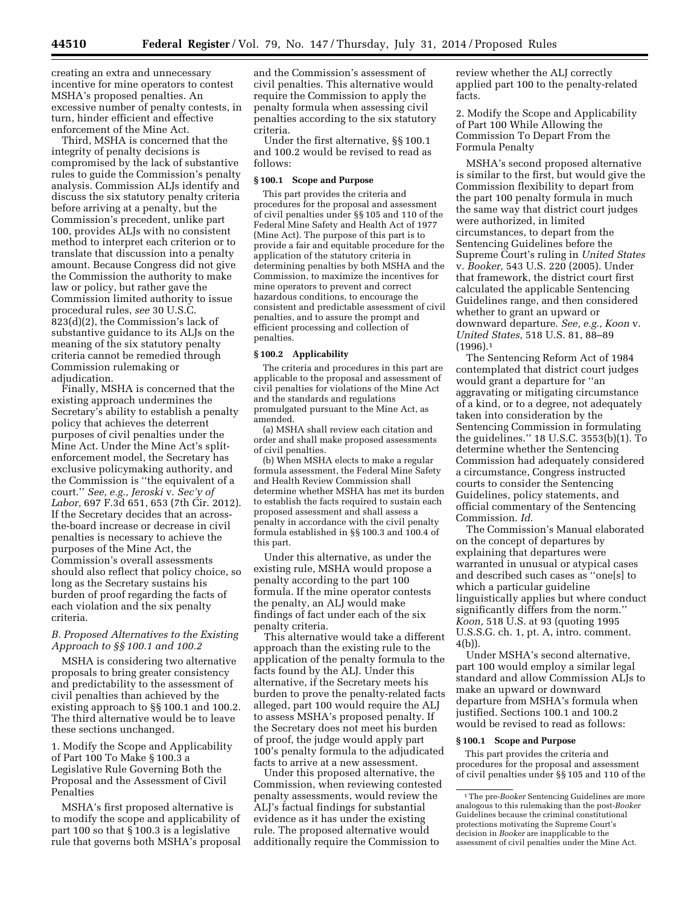creating an extra and unnecessary incentive for mine operators to contest MSHA's proposed penalties. An excessive number of penalty contests, in turn, hinder efficient and effective enforcement of the Mine Act.

Third, MSHA is concerned that the integrity of penalty decisions is compromised by the lack of substantive rules to guide the Commission's penalty analysis. Commission ALJs identify and discuss the six statutory penalty criteria before arriving at a penalty, but the Commission's precedent, unlike part 100, provides ALJs with no consistent method to interpret each criterion or to translate that discussion into a penalty amount. Because Congress did not give the Commission the authority to make law or policy, but rather gave the Commission limited authority to issue procedural rules, *see* 30 U.S.C. 823(d)(2), the Commission's lack of substantive guidance to its ALJs on the meaning of the six statutory penalty criteria cannot be remedied through Commission rulemaking or adjudication.

Finally, MSHA is concerned that the existing approach undermines the Secretary's ability to establish a penalty policy that achieves the deterrent purposes of civil penalties under the Mine Act. Under the Mine Act's split-enforcement model, the Secretary has exclusive policymaking authority, and the Commission is "the equivalent of a court." *See, e.g., Jeroski* v. *Sec'y of Labor,* 697 F.3d 651, 653 (7th Cir. 2012). If the Secretary decides that an across-the-board increase or decrease in civil penalties is necessary to achieve the purposes of the Mine Act, the Commission's overall assessments should also reflect that policy choice, so long as the Secretary sustains his burden of proof regarding the facts of each violation and the six penalty criteria.

### *B. Proposed Alternatives to the Existing Approach to §§ 100.1 and 100.2*

MSHA is considering two alternative proposals to bring greater consistency and predictability to the assessment of civil penalties than achieved by the existing approach to §§ 100.1 and 100.2. The third alternative would be to leave these sections unchanged.

#### 1. Modify the Scope and Applicability of Part 100 To Make § 100.3 a Legislative Rule Governing Both the Proposal and the Assessment of Civil Penalties

MSHA's first proposed alternative is to modify the scope and applicability of part 100 so that § 100.3 is a legislative rule that governs both MSHA's proposal and the Commission's assessment of civil penalties. This alternative would require the Commission to apply the penalty formula when assessing civil penalties according to the six statutory criteria.

Under the first alternative, §§ 100.1 and 100.2 would be revised to read as follows:

**§ 100.1 Scope and Purpose**

This part provides the criteria and procedures for the proposal and assessment of civil penalties under §§ 105 and 110 of the Federal Mine Safety and Health Act of 1977 (Mine Act). The purpose of this part is to provide a fair and equitable procedure for the application of the statutory criteria in determining penalties by both MSHA and the Commission, to maximize the incentives for mine operators to prevent and correct hazardous conditions, to encourage the consistent and predictable assessment of civil penalties, and to assure the prompt and efficient processing and collection of penalties.

**§ 100.2 Applicability**

The criteria and procedures in this part are applicable to the proposal and assessment of civil penalties for violations of the Mine Act and the standards and regulations promulgated pursuant to the Mine Act, as amended.

(a) MSHA shall review each citation and order and shall make proposed assessments of civil penalties.

(b) When MSHA elects to make a regular formula assessment, the Federal Mine Safety and Health Review Commission shall determine whether MSHA has met its burden to establish the facts required to sustain each proposed assessment and shall assess a penalty in accordance with the civil penalty formula established in §§ 100.3 and 100.4 of this part.

Under this alternative, as under the existing rule, MSHA would propose a penalty according to the part 100 formula. If the mine operator contests the penalty, an ALJ would make findings of fact under each of the six penalty criteria.

This alternative would take a different approach than the existing rule to the application of the penalty formula to the facts found by the ALJ. Under this alternative, if the Secretary meets his burden to prove the penalty-related facts alleged, part 100 would require the ALJ to assess MSHA's proposed penalty. If the Secretary does not meet his burden of proof, the judge would apply part 100's penalty formula to the adjudicated facts to arrive at a new assessment.

Under this proposed alternative, the Commission, when reviewing contested penalty assessments, would review the ALJ's factual findings for substantial evidence as it has under the existing rule. The proposed alternative would additionally require the Commission to review whether the ALJ correctly applied part 100 to the penalty-related facts.

#### 2. Modify the Scope and Applicability of Part 100 While Allowing the Commission To Depart From the Formula Penalty

MSHA's second proposed alternative is similar to the first, but would give the Commission flexibility to depart from the part 100 penalty formula in much the same way that district court judges were authorized, in limited circumstances, to depart from the Sentencing Guidelines before the Supreme Court's ruling in *United States* v. *Booker,* 543 U.S. 220 (2005). Under that framework, the district court first calculated the applicable Sentencing Guidelines range, and then considered whether to grant an upward or downward departure. *See, e.g., Koon* v. *United States,* 518 U.S. 81, 88–89 (1996).[1]

The Sentencing Reform Act of 1984 contemplated that district court judges would grant a departure for "an aggravating or mitigating circumstance of a kind, or to a degree, not adequately taken into consideration by the Sentencing Commission in formulating the guidelines." 18 U.S.C. 3553(b)(1). To determine whether the Sentencing Commission had adequately considered a circumstance, Congress instructed courts to consider the Sentencing Guidelines, policy statements, and official commentary of the Sentencing Commission. *Id.*

The Commission's Manual elaborated on the concept of departures by explaining that departures were warranted in unusual or atypical cases and described such cases as "one[s] to which a particular guideline linguistically applies but where conduct significantly differs from the norm." *Koon,* 518 U.S. at 93 (quoting 1995 U.S.S.G. ch. 1, pt. A, intro. comment. 4(b)).

Under MSHA's second alternative, part 100 would employ a similar legal standard and allow Commission ALJs to make an upward or downward departure from MSHA's formula when justified. Sections 100.1 and 100.2 would be revised to read as follows:

**§ 100.1 Scope and Purpose**

This part provides the criteria and procedures for the proposal and assessment of civil penalties under §§ 105 and 110 of the

[1] The pre-*Booker* Sentencing Guidelines are more analogous to this rulemaking than the post-*Booker* Guidelines because the criminal constitutional protections motivating the Supreme Court's decision in *Booker* are inapplicable to the assessment of civil penalties under the Mine Act.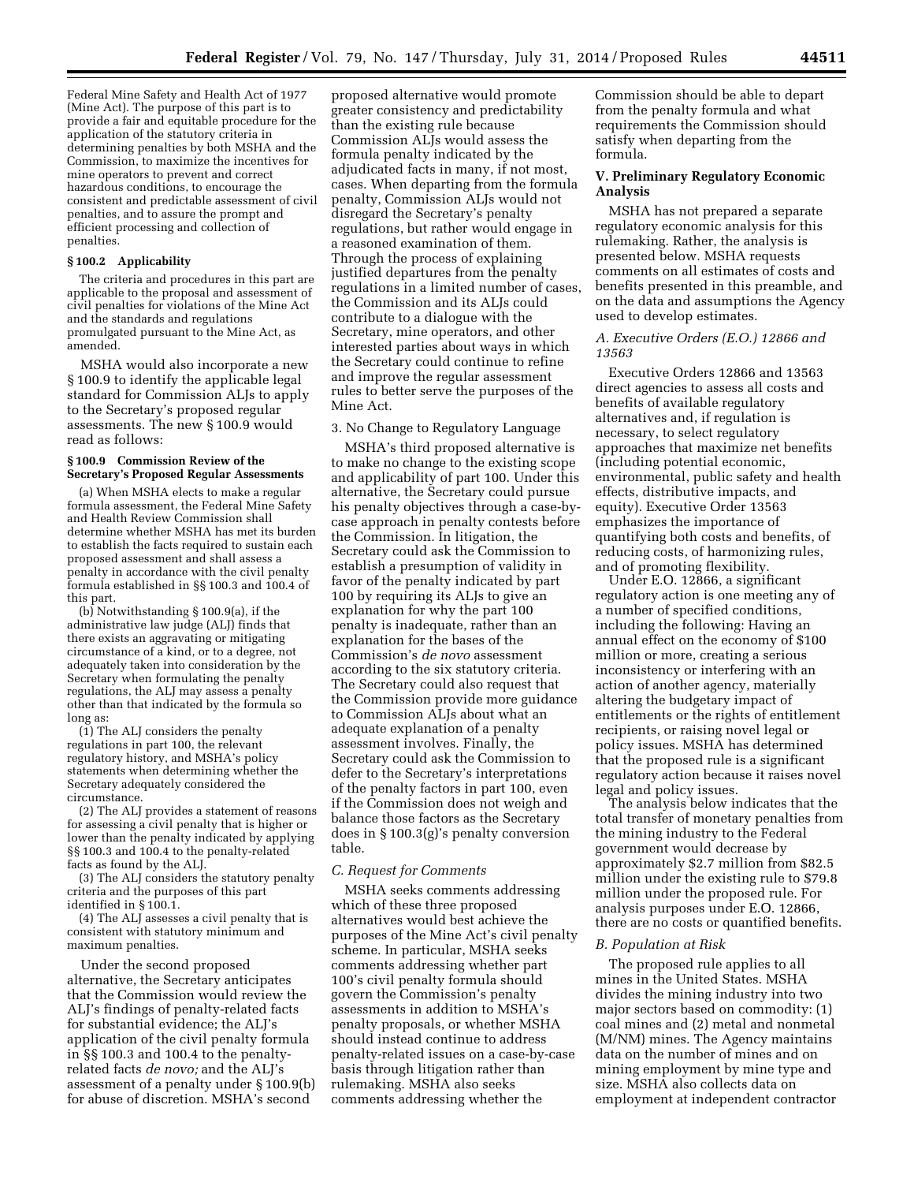Federal Mine Safety and Health Act of 1977 (Mine Act). The purpose of this part is to provide a fair and equitable procedure for the application of the statutory criteria in determining penalties by both MSHA and the Commission, to maximize the incentives for mine operators to prevent and correct hazardous conditions, to encourage the consistent and predictable assessment of civil penalties, and to assure the prompt and efficient processing and collection of penalties.

**§ 100.2 Applicability**

The criteria and procedures in this part are applicable to the proposal and assessment of civil penalties for violations of the Mine Act and the standards and regulations promulgated pursuant to the Mine Act, as amended.

MSHA would also incorporate a new § 100.9 to identify the applicable legal standard for Commission ALJs to apply to the Secretary's proposed regular assessments. The new § 100.9 would read as follows:

**§ 100.9 Commission Review of the Secretary's Proposed Regular Assessments**

(a) When MSHA elects to make a regular formula assessment, the Federal Mine Safety and Health Review Commission shall determine whether MSHA has met its burden to establish the facts required to sustain each proposed assessment and shall assess a penalty in accordance with the civil penalty formula established in §§ 100.3 and 100.4 of this part.

(b) Notwithstanding § 100.9(a), if the administrative law judge (ALJ) finds that there exists an aggravating or mitigating circumstance of a kind, or to a degree, not adequately taken into consideration by the Secretary when formulating the penalty regulations, the ALJ may assess a penalty other than that indicated by the formula so long as:

(1) The ALJ considers the penalty regulations in part 100, the relevant regulatory history, and MSHA's policy statements when determining whether the Secretary adequately considered the circumstance.

(2) The ALJ provides a statement of reasons for assessing a civil penalty that is higher or lower than the penalty indicated by applying §§ 100.3 and 100.4 to the penalty-related facts as found by the ALJ.

(3) The ALJ considers the statutory penalty criteria and the purposes of this part identified in § 100.1.

(4) The ALJ assesses a civil penalty that is consistent with statutory minimum and maximum penalties.

Under the second proposed alternative, the Secretary anticipates that the Commission would review the ALJ's findings of penalty-related facts for substantial evidence; the ALJ's application of the civil penalty formula in §§ 100.3 and 100.4 to the penalty-related facts *de novo;* and the ALJ's assessment of a penalty under § 100.9(b) for abuse of discretion. MSHA's second proposed alternative would promote greater consistency and predictability than the existing rule because Commission ALJs would assess the formula penalty indicated by the adjudicated facts in many, if not most, cases. When departing from the formula penalty, Commission ALJs would not disregard the Secretary's penalty regulations, but rather would engage in a reasoned examination of them. Through the process of explaining justified departures from the penalty regulations in a limited number of cases, the Commission and its ALJs could contribute to a dialogue with the Secretary, mine operators, and other interested parties about ways in which the Secretary could continue to refine and improve the regular assessment rules to better serve the purposes of the Mine Act.

3. No Change to Regulatory Language

MSHA's third proposed alternative is to make no change to the existing scope and applicability of part 100. Under this alternative, the Secretary could pursue his penalty objectives through a case-by-case approach in penalty contests before the Commission. In litigation, the Secretary could ask the Commission to establish a presumption of validity in favor of the penalty indicated by part 100 by requiring its ALJs to give an explanation for why the part 100 penalty is inadequate, rather than an explanation for the bases of the Commission's *de novo* assessment according to the six statutory criteria. The Secretary could also request that the Commission provide more guidance to Commission ALJs about what an adequate explanation of a penalty assessment involves. Finally, the Secretary could ask the Commission to defer to the Secretary's interpretations of the penalty factors in part 100, even if the Commission does not weigh and balance those factors as the Secretary does in § 100.3(g)'s penalty conversion table.

### *C. Request for Comments*

MSHA seeks comments addressing which of these three proposed alternatives would best achieve the purposes of the Mine Act's civil penalty scheme. In particular, MSHA seeks comments addressing whether part 100's civil penalty formula should govern the Commission's penalty assessments in addition to MSHA's penalty proposals, or whether MSHA should instead continue to address penalty-related issues on a case-by-case basis through litigation rather than rulemaking. MSHA also seeks comments addressing whether the Commission should be able to depart from the penalty formula and what requirements the Commission should satisfy when departing from the formula.

## V. Preliminary Regulatory Economic Analysis

MSHA has not prepared a separate regulatory economic analysis for this rulemaking. Rather, the analysis is presented below. MSHA requests comments on all estimates of costs and benefits presented in this preamble, and on the data and assumptions the Agency used to develop estimates.

### *A. Executive Orders (E.O.) 12866 and 13563*

Executive Orders 12866 and 13563 direct agencies to assess all costs and benefits of available regulatory alternatives and, if regulation is necessary, to select regulatory approaches that maximize net benefits (including potential economic, environmental, public safety and health effects, distributive impacts, and equity). Executive Order 13563 emphasizes the importance of quantifying both costs and benefits, of reducing costs, of harmonizing rules, and of promoting flexibility.

Under E.O. 12866, a significant regulatory action is one meeting any of a number of specified conditions, including the following: Having an annual effect on the economy of $100 million or more, creating a serious inconsistency or interfering with an action of another agency, materially altering the budgetary impact of entitlements or the rights of entitlement recipients, or raising novel legal or policy issues. MSHA has determined that the proposed rule is a significant regulatory action because it raises novel legal and policy issues.

The analysis below indicates that the total transfer of monetary penalties from the mining industry to the Federal government would decrease by approximately $2.7 million from $82.5 million under the existing rule to $79.8 million under the proposed rule. For analysis purposes under E.O. 12866, there are no costs or quantified benefits.

### *B. Population at Risk*

The proposed rule applies to all mines in the United States. MSHA divides the mining industry into two major sectors based on commodity: (1) coal mines and (2) metal and nonmetal (M/NM) mines. The Agency maintains data on the number of mines and on mining employment by mine type and size. MSHA also collects data on employment at independent contractor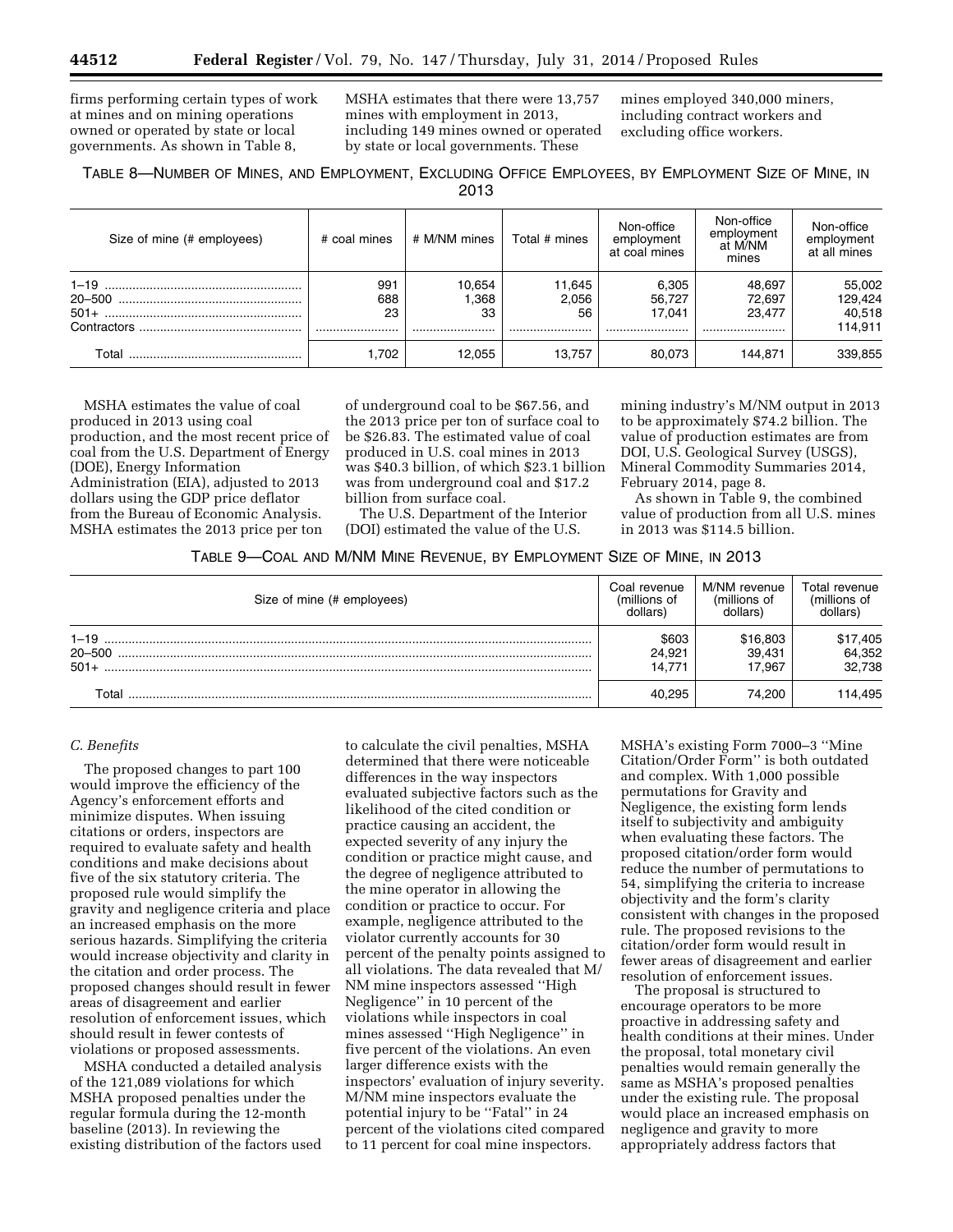firms performing certain types of work at mines and on mining operations owned or operated by state or local governments. As shown in Table 8, MSHA estimates that there were 13,757 mines with employment in 2013, including 149 mines owned or operated by state or local governments. These mines employed 340,000 miners, including contract workers and excluding office workers.

TABLE 8—NUMBER OF MINES, AND EMPLOYMENT, EXCLUDING OFFICE EMPLOYEES, BY EMPLOYMENT SIZE OF MINE, IN 2013

| Size of mine (# employees) | # coal mines | # M/NM mines | Total # mines | Non-office employment at coal mines | Non-office employment at M/NM mines | Non-office employment at all mines |
|---|---|---|---|---|---|---|
| 1–19 | 991 | 10,654 | 11,645 | 6,305 | 48,697 | 55,002 |
| 20–500 | 688 | 1,368 | 2,056 | 56,727 | 72,697 | 129,424 |
| 501+ | 23 | 33 | 56 | 17,041 | 23,477 | 40,518 |
| Contractors | | | | | | 114,911 |
| Total | 1,702 | 12,055 | 13,757 | 80,073 | 144,871 | 339,855 |

MSHA estimates the value of coal produced in 2013 using coal production, and the most recent price of coal from the U.S. Department of Energy (DOE), Energy Information Administration (EIA), adjusted to 2013 dollars using the GDP price deflator from the Bureau of Economic Analysis. MSHA estimates the 2013 price per ton of underground coal to be $67.56, and the 2013 price per ton of surface coal to be $26.83. The estimated value of coal produced in U.S. coal mines in 2013 was $40.3 billion, of which $23.1 billion was from underground coal and $17.2 billion from surface coal.

The U.S. Department of the Interior (DOI) estimated the value of the U.S. mining industry's M/NM output in 2013 to be approximately $74.2 billion. The value of production estimates are from DOI, U.S. Geological Survey (USGS), Mineral Commodity Summaries 2014, February 2014, page 8.

As shown in Table 9, the combined value of production from all U.S. mines in 2013 was $114.5 billion.

TABLE 9—COAL AND M/NM MINE REVENUE, BY EMPLOYMENT SIZE OF MINE, IN 2013

| Size of mine (# employees) | Coal revenue (millions of dollars) | M/NM revenue (millions of dollars) | Total revenue (millions of dollars) |
|---|---|---|---|
| 1–19 | $603 | $16,803 | $17,405 |
| 20–500 | 24,921 | 39,431 | 64,352 |
| 501+ | 14,771 | 17,967 | 32,738 |
| Total | 40,295 | 74,200 | 114,495 |

*C. Benefits*

The proposed changes to part 100 would improve the efficiency of the Agency's enforcement efforts and minimize disputes. When issuing citations or orders, inspectors are required to evaluate safety and health conditions and make decisions about five of the six statutory criteria. The proposed rule would simplify the gravity and negligence criteria and place an increased emphasis on the more serious hazards. Simplifying the criteria would increase objectivity and clarity in the citation and order process. The proposed changes should result in fewer areas of disagreement and earlier resolution of enforcement issues, which should result in fewer contests of violations or proposed assessments.

MSHA conducted a detailed analysis of the 121,089 violations for which MSHA proposed penalties under the regular formula during the 12-month baseline (2013). In reviewing the existing distribution of the factors used to calculate the civil penalties, MSHA determined that there were noticeable differences in the way inspectors evaluated subjective factors such as the likelihood of the cited condition or practice causing an accident, the expected severity of any injury the condition or practice might cause, and the degree of negligence attributed to the mine operator in allowing the condition or practice to occur. For example, negligence attributed to the violator currently accounts for 30 percent of the penalty points assigned to all violations. The data revealed that M/NM mine inspectors assessed ''High Negligence'' in 10 percent of the violations while inspectors in coal mines assessed ''High Negligence'' in five percent of the violations. An even larger difference exists with the inspectors' evaluation of injury severity. M/NM mine inspectors evaluate the potential injury to be ''Fatal'' in 24 percent of the violations cited compared to 11 percent for coal mine inspectors. MSHA's existing Form 7000–3 ''Mine Citation/Order Form'' is both outdated and complex. With 1,000 possible permutations for Gravity and Negligence, the existing form lends itself to subjectivity and ambiguity when evaluating these factors. The proposed citation/order form would reduce the number of permutations to 54, simplifying the criteria to increase objectivity and the form's clarity consistent with changes in the proposed rule. The proposed revisions to the citation/order form would result in fewer areas of disagreement and earlier resolution of enforcement issues.

The proposal is structured to encourage operators to be more proactive in addressing safety and health conditions at their mines. Under the proposal, total monetary civil penalties would remain generally the same as MSHA's proposed penalties under the existing rule. The proposal would place an increased emphasis on negligence and gravity to more appropriately address factors that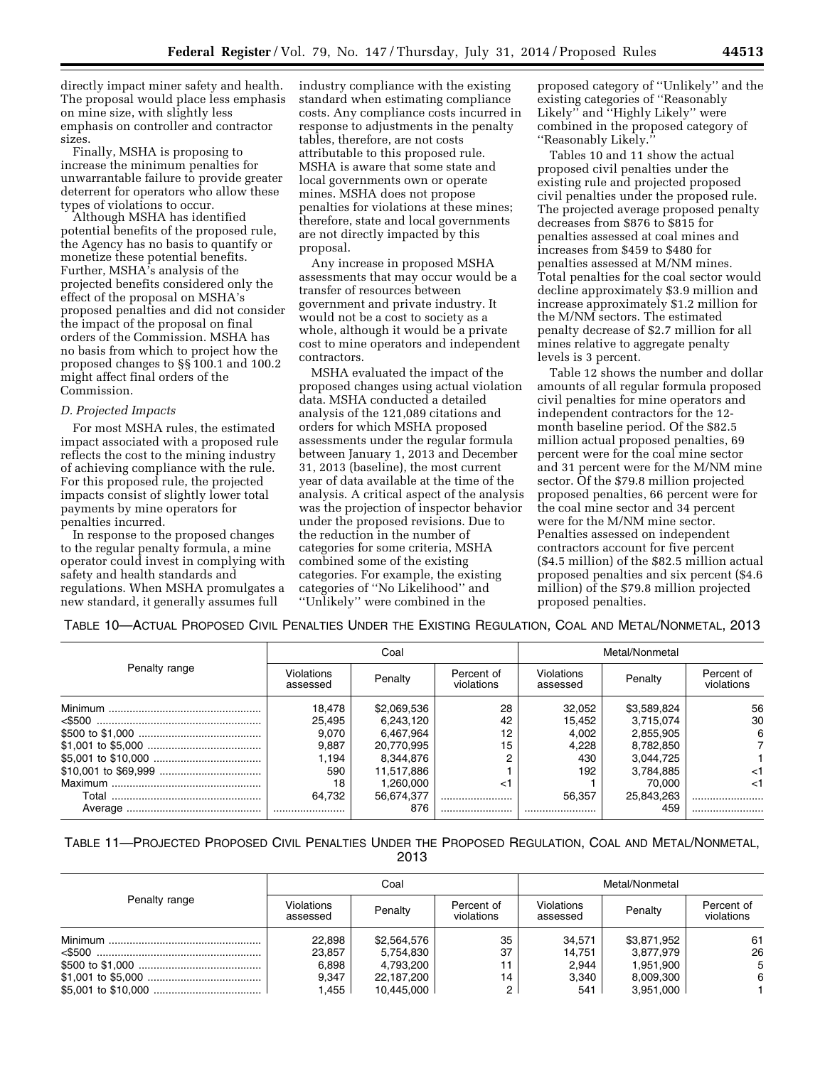directly impact miner safety and health. The proposal would place less emphasis on mine size, with slightly less emphasis on controller and contractor sizes.

Finally, MSHA is proposing to increase the minimum penalties for unwarrantable failure to provide greater deterrent for operators who allow these types of violations to occur.

Although MSHA has identified potential benefits of the proposed rule, the Agency has no basis to quantify or monetize these potential benefits. Further, MSHA's analysis of the projected benefits considered only the effect of the proposal on MSHA's proposed penalties and did not consider the impact of the proposal on final orders of the Commission. MSHA has no basis from which to project how the proposed changes to §§ 100.1 and 100.2 might affect final orders of the Commission.

### *D. Projected Impacts*

For most MSHA rules, the estimated impact associated with a proposed rule reflects the cost to the mining industry of achieving compliance with the rule. For this proposed rule, the projected impacts consist of slightly lower total payments by mine operators for penalties incurred.

In response to the proposed changes to the regular penalty formula, a mine operator could invest in complying with safety and health standards and regulations. When MSHA promulgates a new standard, it generally assumes full industry compliance with the existing standard when estimating compliance costs. Any compliance costs incurred in response to adjustments in the penalty tables, therefore, are not costs attributable to this proposed rule. MSHA is aware that some state and local governments own or operate mines. MSHA does not propose penalties for violations at these mines; therefore, state and local governments are not directly impacted by this proposal.

Any increase in proposed MSHA assessments that may occur would be a transfer of resources between government and private industry. It would not be a cost to society as a whole, although it would be a private cost to mine operators and independent contractors.

MSHA evaluated the impact of the proposed changes using actual violation data. MSHA conducted a detailed analysis of the 121,089 citations and orders for which MSHA proposed assessments under the regular formula between January 1, 2013 and December 31, 2013 (baseline), the most current year of data available at the time of the analysis. A critical aspect of the analysis was the projection of inspector behavior under the proposed revisions. Due to the reduction in the number of categories for some criteria, MSHA combined some of the existing categories. For example, the existing categories of "No Likelihood" and "Unlikely" were combined in the proposed category of "Unlikely" and the existing categories of "Reasonably Likely" and "Highly Likely" were combined in the proposed category of "Reasonably Likely."

Tables 10 and 11 show the actual proposed civil penalties under the existing rule and projected proposed civil penalties under the proposed rule. The projected average proposed penalty decreases from $876 to $815 for penalties assessed at coal mines and increases from $459 to $480 for penalties assessed at M/NM mines. Total penalties for the coal sector would decline approximately $3.9 million and increase approximately $1.2 million for the M/NM sectors. The estimated penalty decrease of $2.7 million for all mines relative to aggregate penalty levels is 3 percent.

Table 12 shows the number and dollar amounts of all regular formula proposed civil penalties for mine operators and independent contractors for the 12-month baseline period. Of the $82.5 million actual proposed penalties, 69 percent were for the coal mine sector and 31 percent were for the M/NM mine sector. Of the $79.8 million projected proposed penalties, 66 percent were for the coal mine sector and 34 percent were for the M/NM mine sector. Penalties assessed on independent contractors account for five percent ($4.5 million) of the $82.5 million actual proposed penalties and six percent ($4.6 million) of the $79.8 million projected proposed penalties.

TABLE 10—ACTUAL PROPOSED CIVIL PENALTIES UNDER THE EXISTING REGULATION, COAL AND METAL/NONMETAL, 2013

| Penalty range | Coal | | | Metal/Nonmetal | | |
|---|---|---|---|---|---|---|
| | Violations assessed | Penalty | Percent of violations | Violations assessed | Penalty | Percent of violations |
| Minimum | 18,478 | $2,069,536 | 28 | 32,052 | $3,589,824 | 56 |
| <$500 | 25,495 | 6,243,120 | 42 | 15,452 | 3,715,074 | 30 |
| $500 to $1,000 | 9,070 | 6,467,964 | 12 | 4,002 | 2,855,905 | 6 |
| $1,001 to $5,000 | 9,887 | 20,770,995 | 15 | 4,228 | 8,782,850 | 7 |
| $5,001 to $10,000 | 1,194 | 8,344,876 | 2 | 430 | 3,044,725 | 1 |
| $10,001 to $69,999 | 590 | 11,517,886 | 1 | 192 | 3,784,885 | <1 |
| Maximum | 18 | 1,260,000 | <1 | 1 | 70,000 | <1 |
| Total | 64,732 | 56,674,377 | | 56,357 | 25,843,263 | |
| Average | | 876 | | | 459 | |

TABLE 11—PROJECTED PROPOSED CIVIL PENALTIES UNDER THE PROPOSED REGULATION, COAL AND METAL/NONMETAL, 2013

| Penalty range | Coal | | | Metal/Nonmetal | | |
|---|---|---|---|---|---|---|
| | Violations assessed | Penalty | Percent of violations | Violations assessed | Penalty | Percent of violations |
| Minimum | 22,898 | $2,564,576 | 35 | 34,571 | $3,871,952 | 61 |
| <$500 | 23,857 | 5,754,830 | 37 | 14,751 | 3,877,979 | 26 |
| $500 to $1,000 | 6,898 | 4,793,200 | 11 | 2,944 | 1,951,900 | 5 |
| $1,001 to $5,000 | 9,347 | 22,187,200 | 14 | 3,340 | 8,009,300 | 6 |
| $5,001 to $10,000 | 1,455 | 10,445,000 | 2 | 541 | 3,951,000 | 1 |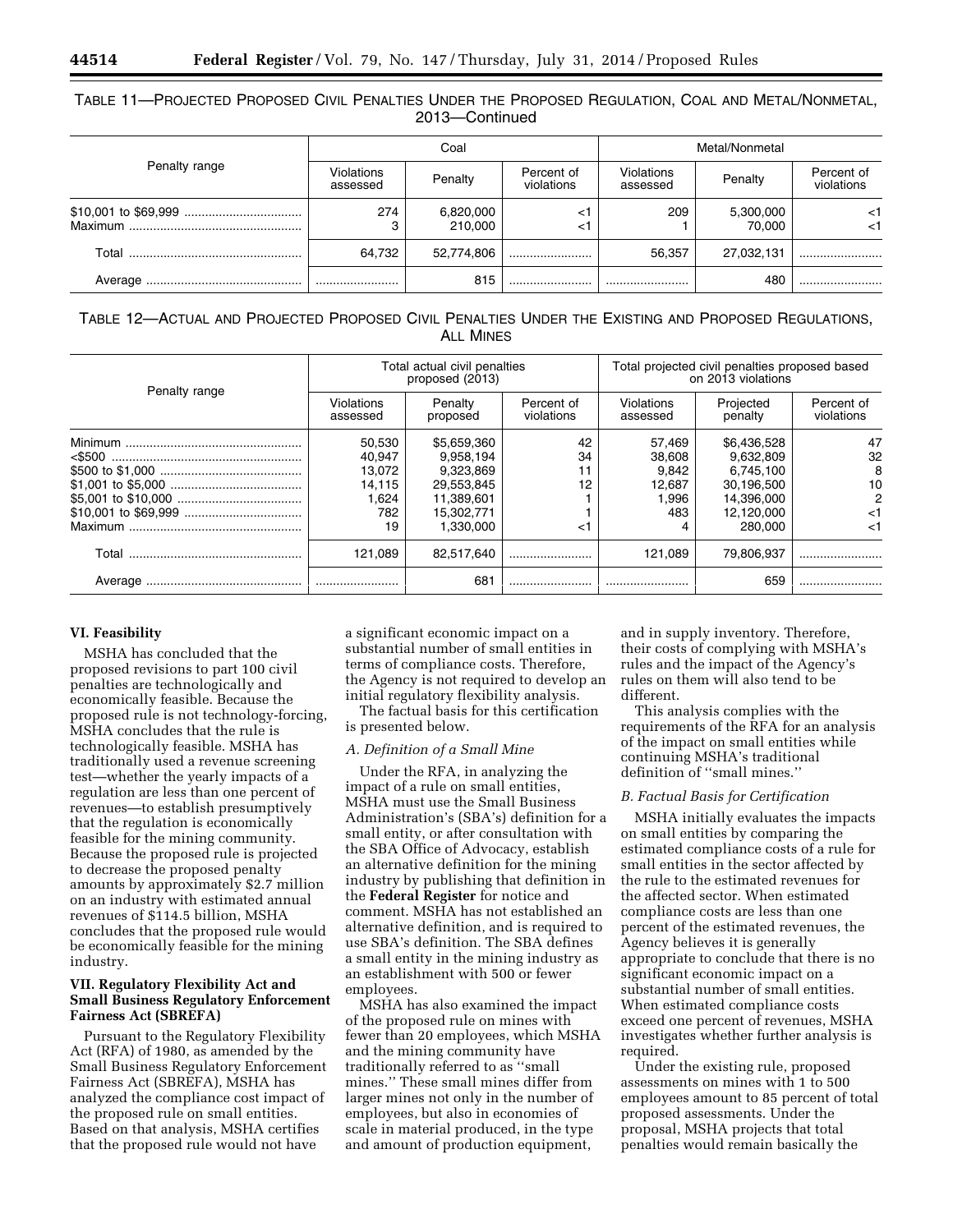TABLE 11—PROJECTED PROPOSED CIVIL PENALTIES UNDER THE PROPOSED REGULATION, COAL AND METAL/NONMETAL, 2013—Continued

| Penalty range | Coal | | | Metal/Nonmetal | | |
|---|---|---|---|---|---|---|
| | Violations assessed | Penalty | Percent of violations | Violations assessed | Penalty | Percent of violations |
| $10,001 to $69,999 | 274 | 6,820,000 | <1 | 209 | 5,300,000 | <1 |
| Maximum | 3 | 210,000 | <1 | 1 | 70,000 | <1 |
| Total | 64,732 | 52,774,806 | | 56,357 | 27,032,131 | |
| Average | | 815 | | | 480 | |

TABLE 12—ACTUAL AND PROJECTED PROPOSED CIVIL PENALTIES UNDER THE EXISTING AND PROPOSED REGULATIONS, ALL MINES

| Penalty range | Total actual civil penalties proposed (2013) | | | Total projected civil penalties proposed based on 2013 violations | | |
|---|---|---|---|---|---|---|
| | Violations assessed | Penalty proposed | Percent of violations | Violations assessed | Projected penalty | Percent of violations |
| Minimum | 50,530 | $5,659,360 | 42 | 57,469 | $6,436,528 | 47 |
| <$500 | 40,947 | 9,958,194 | 34 | 38,608 | 9,632,809 | 32 |
| $500 to $1,000 | 13,072 | 9,323,869 | 11 | 9,842 | 6,745,100 | 8 |
| $1,001 to $5,000 | 14,115 | 29,553,845 | 12 | 12,687 | 30,196,500 | 10 |
| $5,001 to $10,000 | 1,624 | 11,389,601 | 1 | 1,996 | 14,396,000 | 2 |
| $10,001 to $69,999 | 782 | 15,302,771 | 1 | 483 | 12,120,000 | <1 |
| Maximum | 19 | 1,330,000 | <1 | 4 | 280,000 | <1 |
| Total | 121,089 | 82,517,640 | | 121,089 | 79,806,937 | |
| Average | | 681 | | | 659 | |

## VI. Feasibility

MSHA has concluded that the proposed revisions to part 100 civil penalties are technologically and economically feasible. Because the proposed rule is not technology-forcing, MSHA concludes that the rule is technologically feasible. MSHA has traditionally used a revenue screening test—whether the yearly impacts of a regulation are less than one percent of revenues—to establish presumptively that the regulation is economically feasible for the mining community. Because the proposed rule is projected to decrease the proposed penalty amounts by approximately $2.7 million on an industry with estimated annual revenues of $114.5 billion, MSHA concludes that the proposed rule would be economically feasible for the mining industry.

## VII. Regulatory Flexibility Act and Small Business Regulatory Enforcement Fairness Act (SBREFA)

Pursuant to the Regulatory Flexibility Act (RFA) of 1980, as amended by the Small Business Regulatory Enforcement Fairness Act (SBREFA), MSHA has analyzed the compliance cost impact of the proposed rule on small entities. Based on that analysis, MSHA certifies that the proposed rule would not have a significant economic impact on a substantial number of small entities in terms of compliance costs. Therefore, the Agency is not required to develop an initial regulatory flexibility analysis.

The factual basis for this certification is presented below.

### *A. Definition of a Small Mine*

Under the RFA, in analyzing the impact of a rule on small entities, MSHA must use the Small Business Administration's (SBA's) definition for a small entity, or after consultation with the SBA Office of Advocacy, establish an alternative definition for the mining industry by publishing that definition in the **Federal Register** for notice and comment. MSHA has not established an alternative definition, and is required to use SBA's definition. The SBA defines a small entity in the mining industry as an establishment with 500 or fewer employees.

MSHA has also examined the impact of the proposed rule on mines with fewer than 20 employees, which MSHA and the mining community have traditionally referred to as ''small mines.'' These small mines differ from larger mines not only in the number of employees, but also in economies of scale in material produced, in the type and amount of production equipment, and in supply inventory. Therefore, their costs of complying with MSHA's rules and the impact of the Agency's rules on them will also tend to be different.

This analysis complies with the requirements of the RFA for an analysis of the impact on small entities while continuing MSHA's traditional definition of ''small mines.''

### *B. Factual Basis for Certification*

MSHA initially evaluates the impacts on small entities by comparing the estimated compliance costs of a rule for small entities in the sector affected by the rule to the estimated revenues for the affected sector. When estimated compliance costs are less than one percent of the estimated revenues, the Agency believes it is generally appropriate to conclude that there is no significant economic impact on a substantial number of small entities. When estimated compliance costs exceed one percent of revenues, MSHA investigates whether further analysis is required.

Under the existing rule, proposed assessments on mines with 1 to 500 employees amount to 85 percent of total proposed assessments. Under the proposal, MSHA projects that total penalties would remain basically the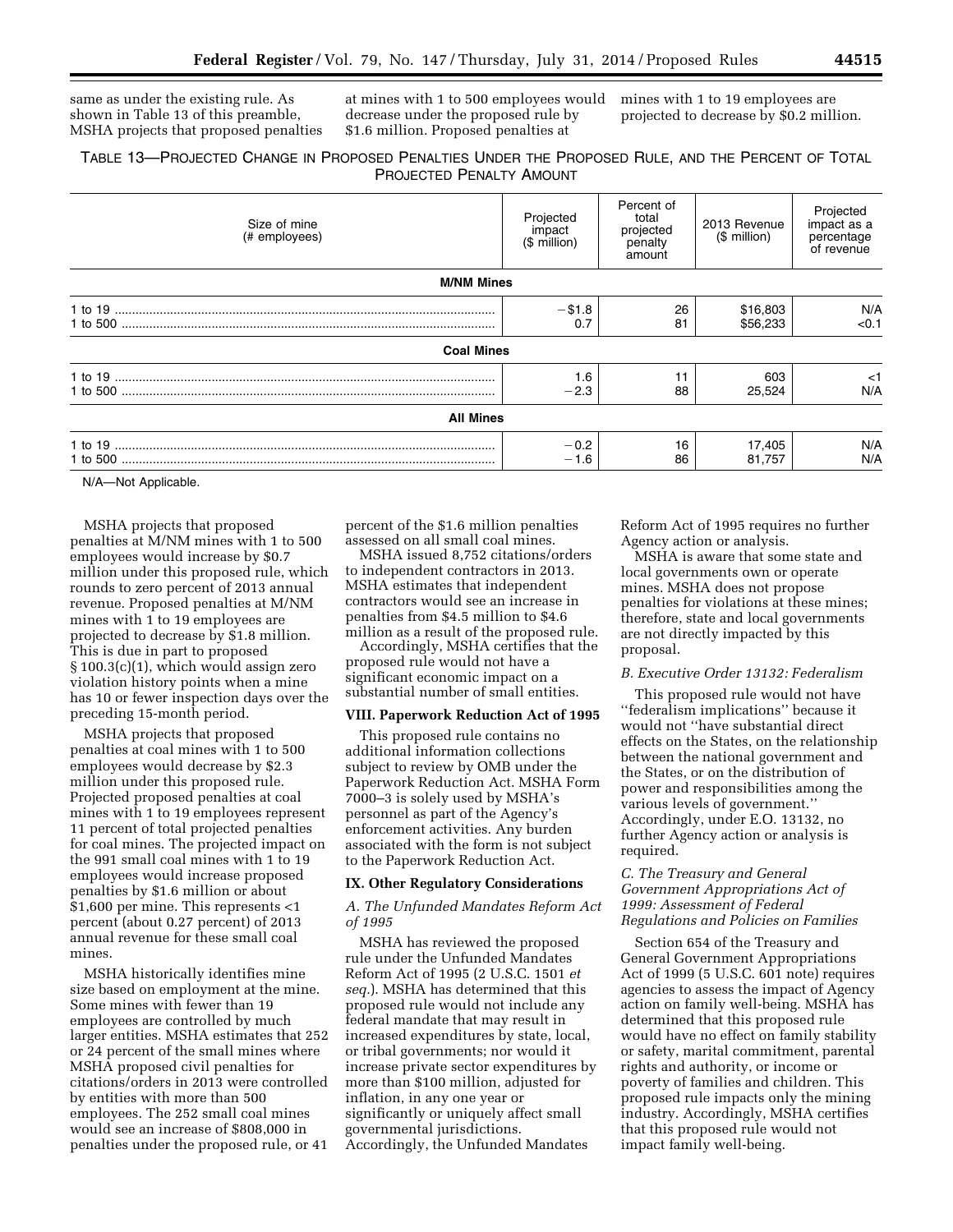same as under the existing rule. As shown in Table 13 of this preamble, MSHA projects that proposed penalties at mines with 1 to 500 employees would decrease under the proposed rule by $1.6 million. Proposed penalties at mines with 1 to 19 employees are projected to decrease by $0.2 million.

TABLE 13—PROJECTED CHANGE IN PROPOSED PENALTIES UNDER THE PROPOSED RULE, AND THE PERCENT OF TOTAL PROJECTED PENALTY AMOUNT

| Size of mine (# employees) | Projected impact ($ million) | Percent of total projected penalty amount | 2013 Revenue ($ million) | Projected impact as a percentage of revenue |
|---|---|---|---|---|
| **M/NM Mines** | | | | |
| 1 to 19 | −$1.8 | 26 | $16,803 | N/A |
| 1 to 500 | 0.7 | 81 | $56,233 | <0.1 |
| **Coal Mines** | | | | |
| 1 to 19 | 1.6 | 11 | 603 | <1 |
| 1 to 500 | −2.3 | 88 | 25,524 | N/A |
| **All Mines** | | | | |
| 1 to 19 | −0.2 | 16 | 17,405 | N/A |
| 1 to 500 | −1.6 | 86 | 81,757 | N/A |

N/A—Not Applicable.

MSHA projects that proposed penalties at M/NM mines with 1 to 500 employees would increase by $0.7 million under this proposed rule, which rounds to zero percent of 2013 annual revenue. Proposed penalties at M/NM mines with 1 to 19 employees are projected to decrease by $1.8 million. This is due in part to proposed § 100.3(c)(1), which would assign zero violation history points when a mine has 10 or fewer inspection days over the preceding 15-month period.

MSHA projects that proposed penalties at coal mines with 1 to 500 employees would decrease by $2.3 million under this proposed rule. Projected proposed penalties at coal mines with 1 to 19 employees represent 11 percent of total projected penalties for coal mines. The projected impact on the 991 small coal mines with 1 to 19 employees would increase proposed penalties by $1.6 million or about $1,600 per mine. This represents <1 percent (about 0.27 percent) of 2013 annual revenue for these small coal mines.

MSHA historically identifies mine size based on employment at the mine. Some mines with fewer than 19 employees are controlled by much larger entities. MSHA estimates that 252 or 24 percent of the small mines where MSHA proposed civil penalties for citations/orders in 2013 were controlled by entities with more than 500 employees. The 252 small coal mines would see an increase of $808,000 in penalties under the proposed rule, or 41 percent of the $1.6 million penalties assessed on all small coal mines.

MSHA issued 8,752 citations/orders to independent contractors in 2013. MSHA estimates that independent contractors would see an increase in penalties from $4.5 million to $4.6 million as a result of the proposed rule.

Accordingly, MSHA certifies that the proposed rule would not have a significant economic impact on a substantial number of small entities.

## VIII. Paperwork Reduction Act of 1995

This proposed rule contains no additional information collections subject to review by OMB under the Paperwork Reduction Act. MSHA Form 7000–3 is solely used by MSHA's personnel as part of the Agency's enforcement activities. Any burden associated with the form is not subject to the Paperwork Reduction Act.

## IX. Other Regulatory Considerations

### *A. The Unfunded Mandates Reform Act of 1995*

MSHA has reviewed the proposed rule under the Unfunded Mandates Reform Act of 1995 (2 U.S.C. 1501 *et seq.*). MSHA has determined that this proposed rule would not include any federal mandate that may result in increased expenditures by state, local, or tribal governments; nor would it increase private sector expenditures by more than $100 million, adjusted for inflation, in any one year or significantly or uniquely affect small governmental jurisdictions. Accordingly, the Unfunded Mandates Reform Act of 1995 requires no further Agency action or analysis.

MSHA is aware that some state and local governments own or operate mines. MSHA does not propose penalties for violations at these mines; therefore, state and local governments are not directly impacted by this proposal.

### *B. Executive Order 13132: Federalism*

This proposed rule would not have ''federalism implications'' because it would not ''have substantial direct effects on the States, on the relationship between the national government and the States, or on the distribution of power and responsibilities among the various levels of government.'' Accordingly, under E.O. 13132, no further Agency action or analysis is required.

### *C. The Treasury and General Government Appropriations Act of 1999: Assessment of Federal Regulations and Policies on Families*

Section 654 of the Treasury and General Government Appropriations Act of 1999 (5 U.S.C. 601 note) requires agencies to assess the impact of Agency action on family well-being. MSHA has determined that this proposed rule would have no effect on family stability or safety, marital commitment, parental rights and authority, or income or poverty of families and children. This proposed rule impacts only the mining industry. Accordingly, MSHA certifies that this proposed rule would not impact family well-being.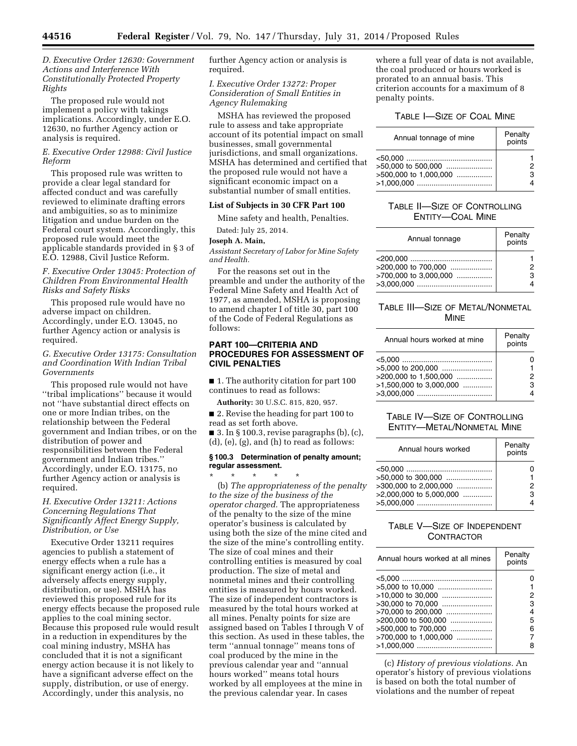*D. Executive Order 12630: Government Actions and Interference With Constitutionally Protected Property Rights*

The proposed rule would not implement a policy with takings implications. Accordingly, under E.O. 12630, no further Agency action or analysis is required.

*E. Executive Order 12988: Civil Justice Reform*

This proposed rule was written to provide a clear legal standard for affected conduct and was carefully reviewed to eliminate drafting errors and ambiguities, so as to minimize litigation and undue burden on the Federal court system. Accordingly, this proposed rule would meet the applicable standards provided in § 3 of E.O. 12988, Civil Justice Reform.

*F. Executive Order 13045: Protection of Children From Environmental Health Risks and Safety Risks*

This proposed rule would have no adverse impact on children. Accordingly, under E.O. 13045, no further Agency action or analysis is required.

*G. Executive Order 13175: Consultation and Coordination With Indian Tribal Governments*

This proposed rule would not have ''tribal implications'' because it would not ''have substantial direct effects on one or more Indian tribes, on the relationship between the Federal government and Indian tribes, or on the distribution of power and responsibilities between the Federal government and Indian tribes.'' Accordingly, under E.O. 13175, no further Agency action or analysis is required.

*H. Executive Order 13211: Actions Concerning Regulations That Significantly Affect Energy Supply, Distribution, or Use*

Executive Order 13211 requires agencies to publish a statement of energy effects when a rule has a significant energy action (i.e., it adversely affects energy supply, distribution, or use). MSHA has reviewed this proposed rule for its energy effects because the proposed rule applies to the coal mining sector. Because this proposed rule would result in a reduction in expenditures by the coal mining industry, MSHA has concluded that it is not a significant energy action because it is not likely to have a significant adverse effect on the supply, distribution, or use of energy. Accordingly, under this analysis, no further Agency action or analysis is required.

*I. Executive Order 13272: Proper Consideration of Small Entities in Agency Rulemaking*

MSHA has reviewed the proposed rule to assess and take appropriate account of its potential impact on small businesses, small governmental jurisdictions, and small organizations. MSHA has determined and certified that the proposed rule would not have a significant economic impact on a substantial number of small entities.

**List of Subjects in 30 CFR Part 100**

Mine safety and health, Penalties.

Dated: July 25, 2014.

**Joseph A. Main,**

*Assistant Secretary of Labor for Mine Safety and Health.*

For the reasons set out in the preamble and under the authority of the Federal Mine Safety and Health Act of 1977, as amended, MSHA is proposing to amend chapter I of title 30, part 100 of the Code of Federal Regulations as follows:

## PART 100—CRITERIA AND PROCEDURES FOR ASSESSMENT OF CIVIL PENALTIES

■ 1. The authority citation for part 100 continues to read as follows:

**Authority:** 30 U.S.C. 815, 820, 957.

■ 2. Revise the heading for part 100 to read as set forth above.

■ 3. In § 100.3, revise paragraphs (b), (c), (d), (e), (g), and (h) to read as follows:

### § 100.3 Determination of penalty amount; regular assessment.

\* \* \* \* \*

(b) *The appropriateness of the penalty to the size of the business of the operator charged.* The appropriateness of the penalty to the size of the mine operator's business is calculated by using both the size of the mine cited and the size of the mine's controlling entity. The size of coal mines and their controlling entities is measured by coal production. The size of metal and nonmetal mines and their controlling entities is measured by hours worked. The size of independent contractors is measured by the total hours worked at all mines. Penalty points for size are assigned based on Tables I through V of this section. As used in these tables, the term ''annual tonnage'' means tons of coal produced by the mine in the previous calendar year and ''annual hours worked'' means total hours worked by all employees at the mine in the previous calendar year. In cases where a full year of data is not available, the coal produced or hours worked is prorated to an annual basis. This criterion accounts for a maximum of 8 penalty points.

TABLE I—SIZE OF COAL MINE

| Annual tonnage of mine | Penalty points |
|---|---|
| <50,000 | 1 |
| >50,000 to 500,000 | 2 |
| >500,000 to 1,000,000 | 3 |
| >1,000,000 | 4 |

TABLE II—SIZE OF CONTROLLING ENTITY—COAL MINE

| Annual tonnage | Penalty points |
|---|---|
| <200,000 | 1 |
| >200,000 to 700,000 | 2 |
| >700,000 to 3,000,000 | 3 |
| >3,000,000 | 4 |

TABLE III—SIZE OF METAL/NONMETAL MINE

| Annual hours worked at mine | Penalty points |
|---|---|
| <5,000 | 0 |
| >5,000 to 200,000 | 1 |
| >200,000 to 1,500,000 | 2 |
| >1,500,000 to 3,000,000 | 3 |
| >3,000,000 | 4 |

TABLE IV—SIZE OF CONTROLLING ENTITY—METAL/NONMETAL MINE

| Annual hours worked | Penalty points |
|---|---|
| <50,000 | 0 |
| >50,000 to 300,000 | 1 |
| >300,000 to 2,000,000 | 2 |
| >2,000,000 to 5,000,000 | 3 |
| >5,000,000 | 4 |

TABLE V—SIZE OF INDEPENDENT CONTRACTOR

| Annual hours worked at all mines | Penalty points |
|---|---|
| <5,000 | 0 |
| >5,000 to 10,000 | 1 |
| >10,000 to 30,000 | 2 |
| >30,000 to 70,000 | 3 |
| >70,000 to 200,000 | 4 |
| >200,000 to 500,000 | 5 |
| >500,000 to 700,000 | 6 |
| >700,000 to 1,000,000 | 7 |
| >1,000,000 | 8 |

(c) *History of previous violations.* An operator's history of previous violations is based on both the total number of violations and the number of repeat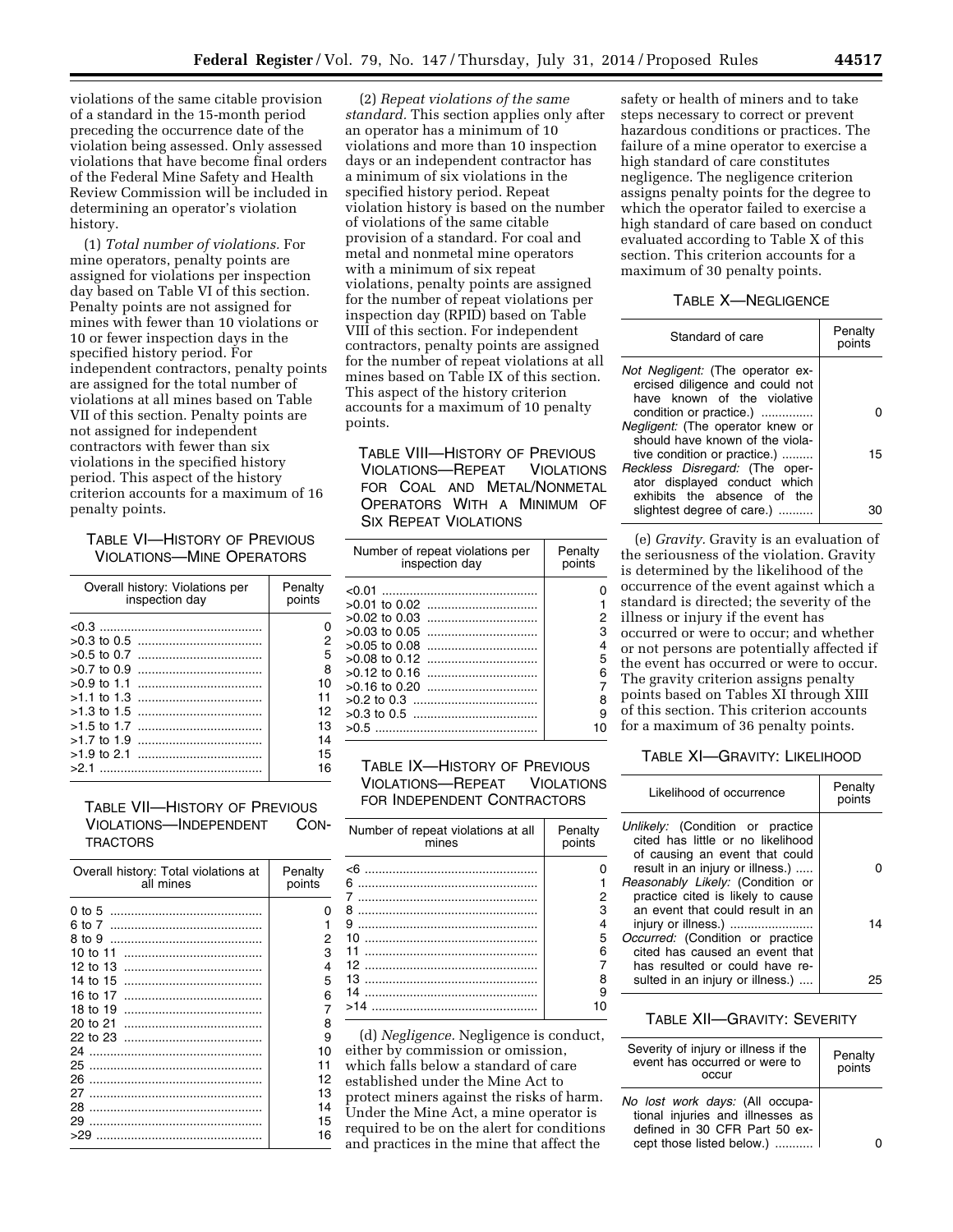violations of the same citable provision of a standard in the 15-month period preceding the occurrence date of the violation being assessed. Only assessed violations that have become final orders of the Federal Mine Safety and Health Review Commission will be included in determining an operator's violation history.

(1) *Total number of violations.* For mine operators, penalty points are assigned for violations per inspection day based on Table VI of this section. Penalty points are not assigned for mines with fewer than 10 violations or 10 or fewer inspection days in the specified history period. For independent contractors, penalty points are assigned for the total number of violations at all mines based on Table VII of this section. Penalty points are not assigned for independent contractors with fewer than six violations in the specified history period. This aspect of the history criterion accounts for a maximum of 16 penalty points.

TABLE VI—HISTORY OF PREVIOUS VIOLATIONS—MINE OPERATORS

| Overall history: Violations per inspection day | Penalty points |
|---|---|
| <0.3 | 0 |
| >0.3 to 0.5 | 2 |
| >0.5 to 0.7 | 5 |
| >0.7 to 0.9 | 8 |
| >0.9 to 1.1 | 10 |
| >1.1 to 1.3 | 11 |
| >1.3 to 1.5 | 12 |
| >1.5 to 1.7 | 13 |
| >1.7 to 1.9 | 14 |
| >1.9 to 2.1 | 15 |
| >2.1 | 16 |

TABLE VII—HISTORY OF PREVIOUS VIOLATIONS—INDEPENDENT CONTRACTORS

| Overall history: Total violations at all mines | Penalty points |
|---|---|
| 0 to 5 | 0 |
| 6 to 7 | 1 |
| 8 to 9 | 2 |
| 10 to 11 | 3 |
| 12 to 13 | 4 |
| 14 to 15 | 5 |
| 16 to 17 | 6 |
| 18 to 19 | 7 |
| 20 to 21 | 8 |
| 22 to 23 | 9 |
| 24 | 10 |
| 25 | 11 |
| 26 | 12 |
| 27 | 13 |
| 28 | 14 |
| 29 | 15 |
| >29 | 16 |

(2) *Repeat violations of the same standard.* This section applies only after an operator has a minimum of 10 violations and more than 10 inspection days or an independent contractor has a minimum of six violations in the specified history period. Repeat violation history is based on the number of violations of the same citable provision of a standard. For coal and metal and nonmetal mine operators with a minimum of six repeat violations, penalty points are assigned for the number of repeat violations per inspection day (RPID) based on Table VIII of this section. For independent contractors, penalty points are assigned for the number of repeat violations at all mines based on Table IX of this section. This aspect of the history criterion accounts for a maximum of 10 penalty points.

TABLE VIII—HISTORY OF PREVIOUS VIOLATIONS—REPEAT VIOLATIONS FOR COAL AND METAL/NONMETAL OPERATORS WITH A MINIMUM OF SIX REPEAT VIOLATIONS

| Number of repeat violations per inspection day | Penalty points |
|---|---|
| <0.01 | 0 |
| >0.01 to 0.02 | 1 |
| >0.02 to 0.03 | 2 |
| >0.03 to 0.05 | 3 |
| >0.05 to 0.08 | 4 |
| >0.08 to 0.12 | 5 |
| >0.12 to 0.16 | 6 |
| >0.16 to 0.20 | 7 |
| >0.2 to 0.3 | 8 |
| >0.3 to 0.5 | 9 |
| >0.5 | 10 |

TABLE IX—HISTORY OF PREVIOUS VIOLATIONS—REPEAT VIOLATIONS FOR INDEPENDENT CONTRACTORS

| Number of repeat violations at all mines | Penalty points |
|---|---|
| <6 | 0 |
| 6 | 1 |
| 7 | 2 |
| 8 | 3 |
| 9 | 4 |
| 10 | 5 |
| 11 | 6 |
| 12 | 7 |
| 13 | 8 |
| 14 | 9 |
| >14 | 10 |

(d) *Negligence.* Negligence is conduct, either by commission or omission, which falls below a standard of care established under the Mine Act to protect miners against the risks of harm. Under the Mine Act, a mine operator is required to be on the alert for conditions and practices in the mine that affect the safety or health of miners and to take steps necessary to correct or prevent hazardous conditions or practices. The failure of a mine operator to exercise a high standard of care constitutes negligence. The negligence criterion assigns penalty points for the degree to which the operator failed to exercise a high standard of care based on conduct evaluated according to Table X of this section. This criterion accounts for a maximum of 30 penalty points.

TABLE X—NEGLIGENCE

| Standard of care | Penalty points |
|---|---|
| *Not Negligent:* (The operator exercised diligence and could not have known of the violative condition or practice.) | 0 |
| *Negligent:* (The operator knew or should have known of the violative condition or practice.) | 15 |
| *Reckless Disregard:* (The operator displayed conduct which exhibits the absence of the slightest degree of care.) | 30 |

(e) *Gravity.* Gravity is an evaluation of the seriousness of the violation. Gravity is determined by the likelihood of the occurrence of the event against which a standard is directed; the severity of the illness or injury if the event has occurred or were to occur; and whether or not persons are potentially affected if the event has occurred or were to occur. The gravity criterion assigns penalty points based on Tables XI through XIII of this section. This criterion accounts for a maximum of 36 penalty points.

TABLE XI—GRAVITY: LIKELIHOOD

| Likelihood of occurrence | Penalty points |
|---|---|
| *Unlikely:* (Condition or practice cited has little or no likelihood of causing an event that could result in an injury or illness.) | 0 |
| *Reasonably Likely:* (Condition or practice cited is likely to cause an event that could result in an injury or illness.) | 14 |
| *Occurred:* (Condition or practice cited has caused an event that has resulted or could have resulted in an injury or illness.) | 25 |

TABLE XII—GRAVITY: SEVERITY

| Severity of injury or illness if the event has occurred or were to occur | Penalty points |
|---|---|
| *No lost work days:* (All occupational injuries and illnesses as defined in 30 CFR Part 50 except those listed below.) | 0 |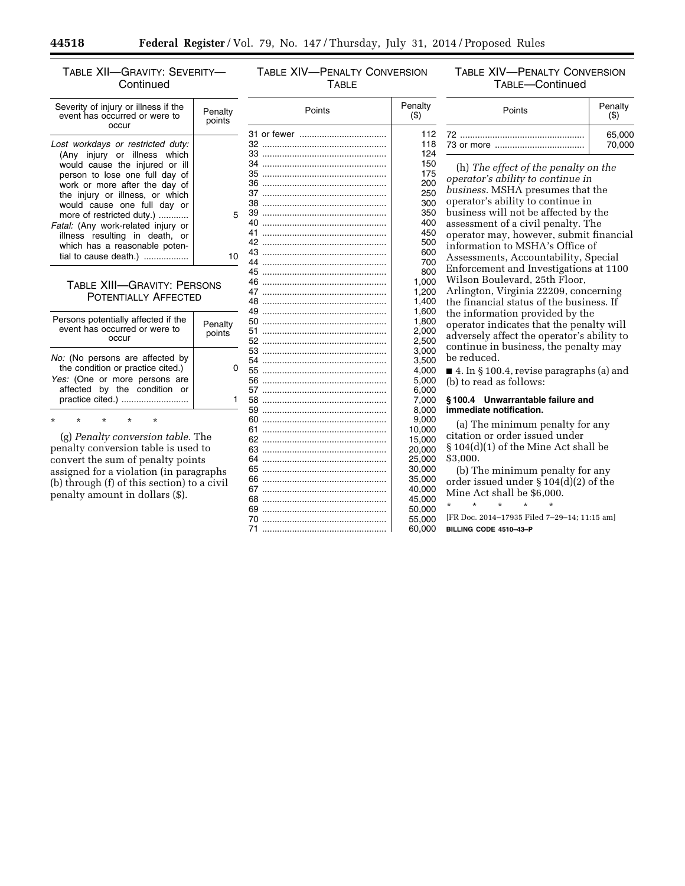### TABLE XII—GRAVITY: SEVERITY—Continued

| Severity of injury or illness if the event has occurred or were to occur | Penalty points |
|---|---|
| *Lost workdays or restricted duty:* (Any injury or illness which would cause the injured or ill person to lose one full day of work or more after the day of the injury or illness, or which would cause one full day or more of restricted duty.) | 5 |
| *Fatal:* (Any work-related injury or illness resulting in death, or which has a reasonable potential to cause death.) | 10 |

### TABLE XIII—GRAVITY: PERSONS POTENTIALLY AFFECTED

| Persons potentially affected if the event has occurred or were to occur | Penalty points |
|---|---|
| *No:* (No persons are affected by the condition or practice cited.) | 0 |
| *Yes:* (One or more persons are affected by the condition or practice cited.) | 1 |

\* \* \* \* \*

(g) *Penalty conversion table.* The penalty conversion table is used to convert the sum of penalty points assigned for a violation (in paragraphs (b) through (f) of this section) to a civil penalty amount in dollars ($).

### TABLE XIV—PENALTY CONVERSION TABLE

| Points | Penalty ($) |
|---|---|
| 31 or fewer | 112 |
| 32 | 118 |
| 33 | 124 |
| 34 | 150 |
| 35 | 175 |
| 36 | 200 |
| 37 | 250 |
| 38 | 300 |
| 39 | 350 |
| 40 | 400 |
| 41 | 450 |
| 42 | 500 |
| 43 | 600 |
| 44 | 700 |
| 45 | 800 |
| 46 | 1,000 |
| 47 | 1,200 |
| 48 | 1,400 |
| 49 | 1,600 |
| 50 | 1,800 |
| 51 | 2,000 |
| 52 | 2,500 |
| 53 | 3,000 |
| 54 | 3,500 |
| 55 | 4,000 |
| 56 | 5,000 |
| 57 | 6,000 |
| 58 | 7,000 |
| 59 | 8,000 |
| 60 | 9,000 |
| 61 | 10,000 |
| 62 | 15,000 |
| 63 | 20,000 |
| 64 | 25,000 |
| 65 | 30,000 |
| 66 | 35,000 |
| 67 | 40,000 |
| 68 | 45,000 |
| 69 | 50,000 |
| 70 | 55,000 |
| 71 | 60,000 |
| 72 | 65,000 |
| 73 or more | 70,000 |

(h) *The effect of the penalty on the operator's ability to continue in business.* MSHA presumes that the operator's ability to continue in business will not be affected by the assessment of a civil penalty. The operator may, however, submit financial information to MSHA's Office of Assessments, Accountability, Special Enforcement and Investigations at 1100 Wilson Boulevard, 25th Floor, Arlington, Virginia 22209, concerning the financial status of the business. If the information provided by the operator indicates that the penalty will adversely affect the operator's ability to continue in business, the penalty may be reduced.

■ 4. In § 100.4, revise paragraphs (a) and (b) to read as follows:

**§ 100.4 Unwarrantable failure and immediate notification.**

(a) The minimum penalty for any citation or order issued under § 104(d)(1) of the Mine Act shall be $3,000.

(b) The minimum penalty for any order issued under § 104(d)(2) of the Mine Act shall be $6,000.

\* \* \* \* \*

[FR Doc. 2014–17935 Filed 7–29–14; 11:15 am]

**BILLING CODE 4510–43–P**